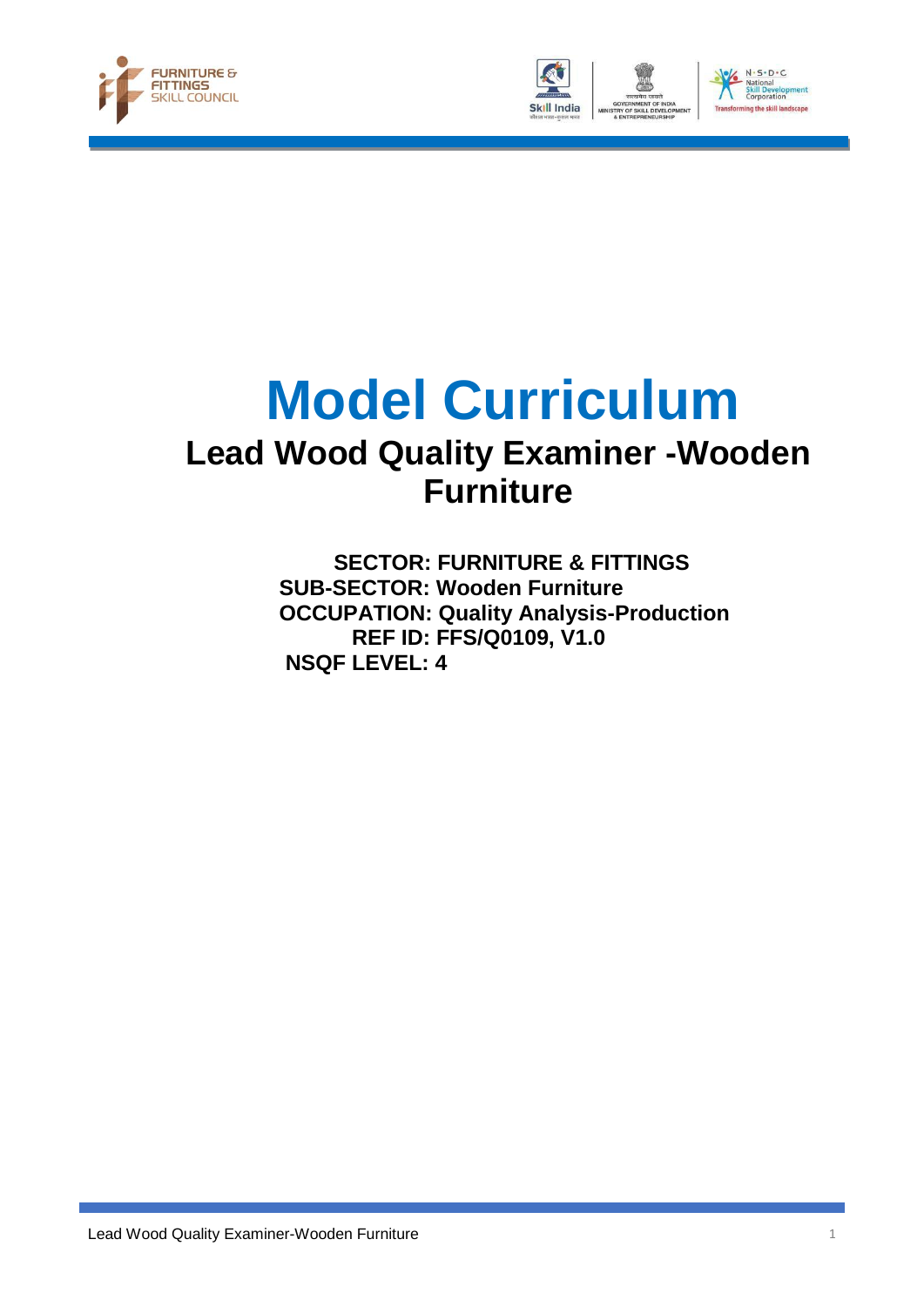# Model Curriculum

## Lead Wood Quality Examiner -Wooden Furniture

**SECTOR: FURNITURE & FITTINGS**
**SUB-SECTOR: Wooden Furniture**
**OCCUPATION: Quality Analysis-Production**
**REF ID: FFS/Q0109, V1.0**
**NSQF LEVEL: 4**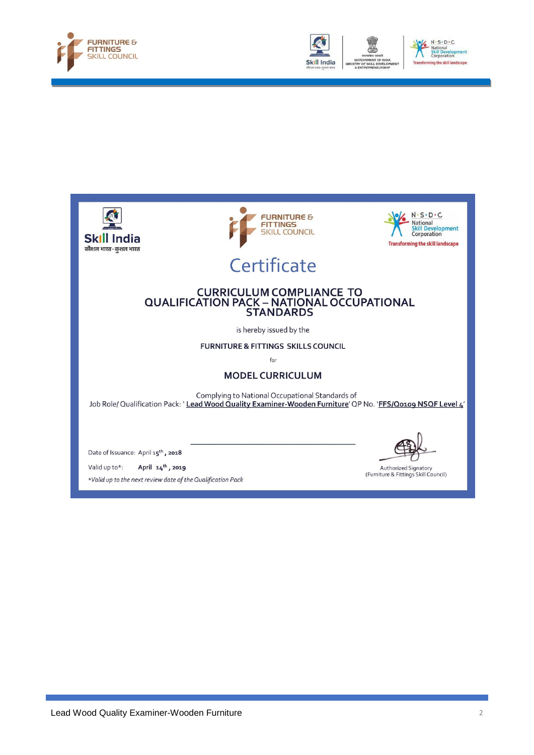# Certificate

## CURRICULUM COMPLIANCE TO QUALIFICATION PACK – NATIONAL OCCUPATIONAL STANDARDS

is hereby issued by the

**FURNITURE & FITTINGS SKILLS COUNCIL**

for

**MODEL CURRICULUM**

Complying to National Occupational Standards of
Job Role/ Qualification Pack: '**Lead Wood Quality Examiner-Wooden Furniture**' QP No. '**FFS/Q0109 NSQF Level 4**'

Date of Issuance: April 15th, 2018

Valid up to*: April 14th, 2019

*Valid up to the next review date of the Qualification Pack*

Authorized Signatory
(Furniture & Fittings Skill Council)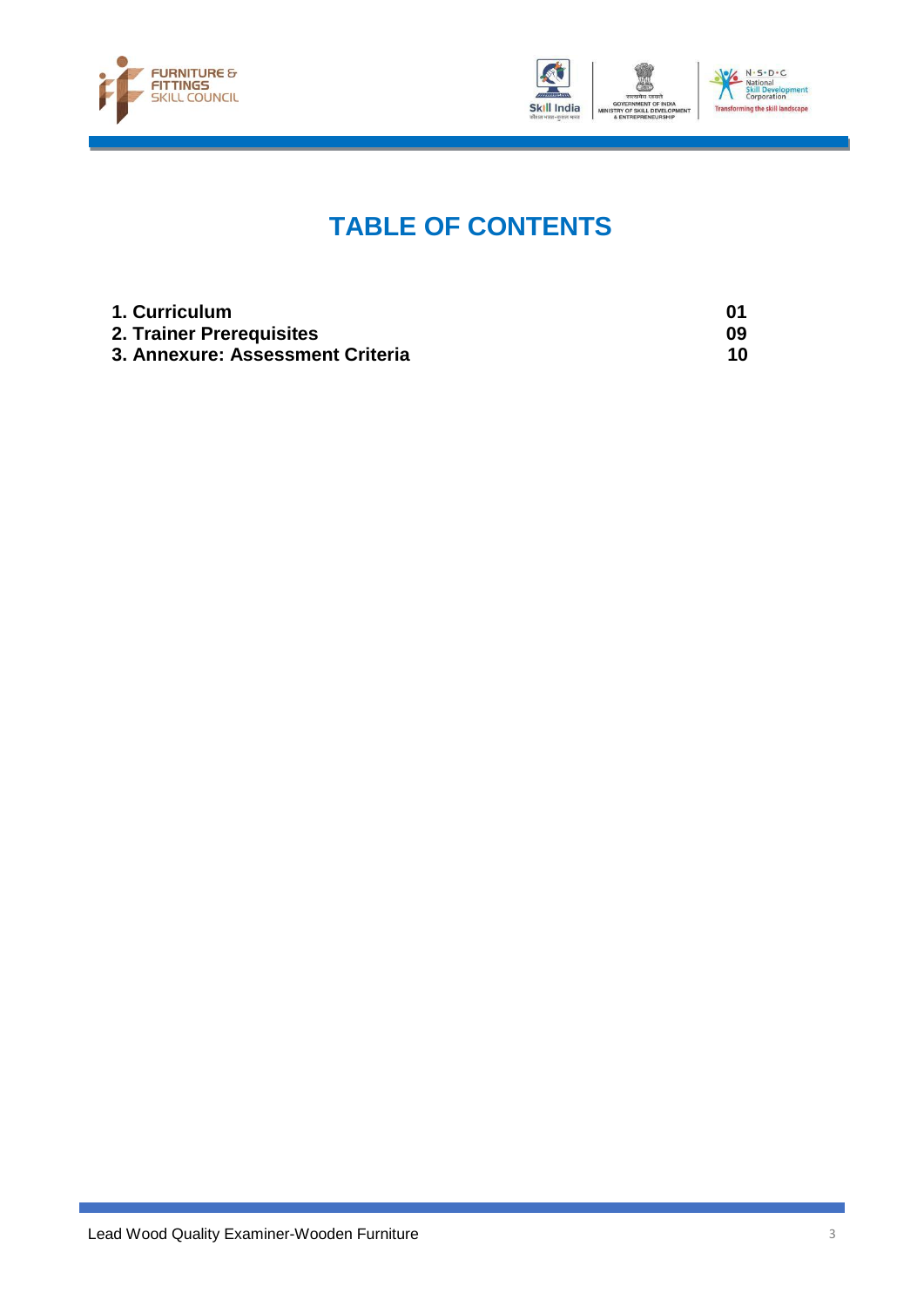# TABLE OF CONTENTS

| | |
|---|---|
| **1. Curriculum** | **01** |
| **2. Trainer Prerequisites** | **09** |
| **3. Annexure: Assessment Criteria** | **10** |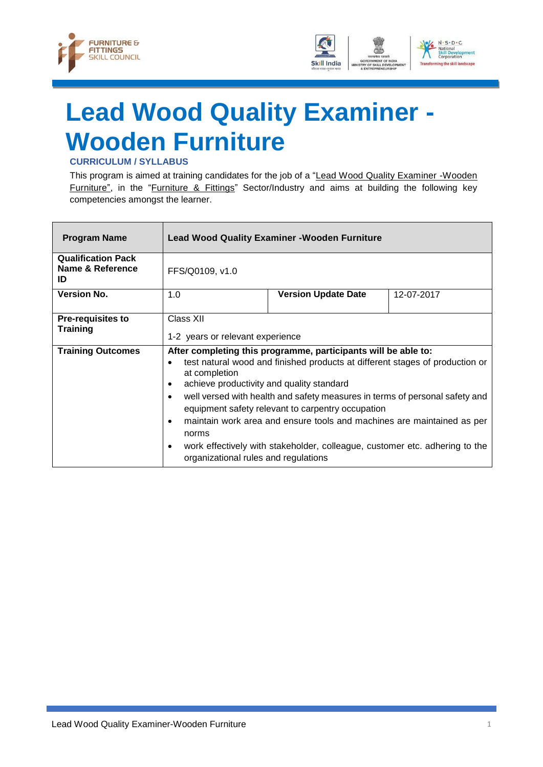# Lead Wood Quality Examiner - Wooden Furniture

**CURRICULUM / SYLLABUS**

This program is aimed at training candidates for the job of a "Lead Wood Quality Examiner -Wooden Furniture", in the "Furniture & Fittings" Sector/Industry and aims at building the following key competencies amongst the learner.

| **Program Name** | **Lead Wood Quality Examiner -Wooden Furniture** | | |
|---|---|---|---|
| **Qualification Pack Name & Reference ID** | FFS/Q0109, v1.0 | | |
| **Version No.** | 1.0 | **Version Update Date** | 12-07-2017 |
| **Pre-requisites to Training** | Class XII<br><br>1-2 years or relevant experience | | |
| **Training Outcomes** | **After completing this programme, participants will be able to:**<br>• test natural wood and finished products at different stages of production or at completion<br>• achieve productivity and quality standard<br>• well versed with health and safety measures in terms of personal safety and equipment safety relevant to carpentry occupation<br>• maintain work area and ensure tools and machines are maintained as per norms<br>• work effectively with stakeholder, colleague, customer etc. adhering to the organizational rules and regulations | | |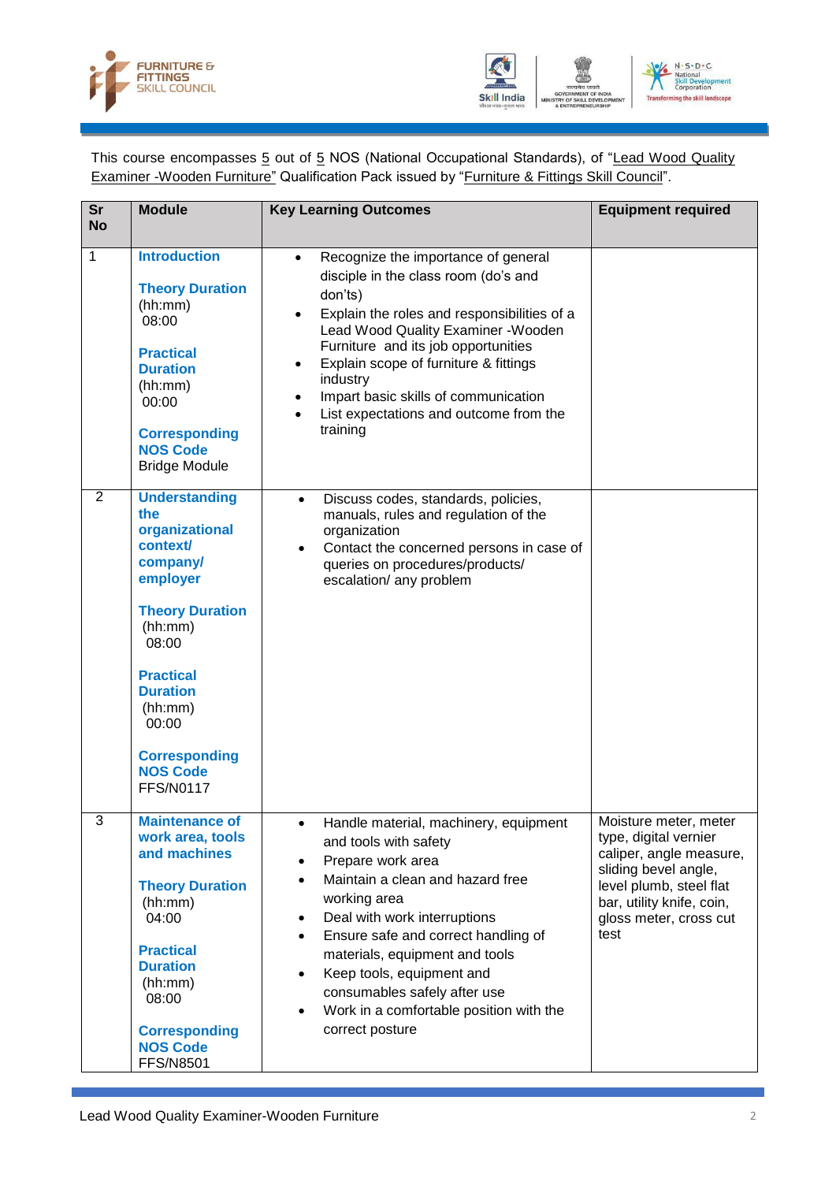This course encompasses 5 out of 5 NOS (National Occupational Standards), of "Lead Wood Quality Examiner -Wooden Furniture" Qualification Pack issued by "Furniture & Fittings Skill Council".

| Sr No | Module | Key Learning Outcomes | Equipment required |
|---|---|---|---|
| 1 | **Introduction**<br><br>**Theory Duration** (hh:mm) 08:00<br><br>**Practical Duration** (hh:mm) 00:00<br><br>**Corresponding NOS Code** Bridge Module | • Recognize the importance of general disciple in the class room (do's and don'ts)<br>• Explain the roles and responsibilities of a Lead Wood Quality Examiner -Wooden Furniture and its job opportunities<br>• Explain scope of furniture & fittings industry<br>• Impart basic skills of communication<br>• List expectations and outcome from the training | |
| 2 | **Understanding the organizational context/ company/ employer**<br><br>**Theory Duration** (hh:mm) 08:00<br><br>**Practical Duration** (hh:mm) 00:00<br><br>**Corresponding NOS Code** FFS/N0117 | • Discuss codes, standards, policies, manuals, rules and regulation of the organization<br>• Contact the concerned persons in case of queries on procedures/products/ escalation/ any problem | |
| 3 | **Maintenance of work area, tools and machines**<br><br>**Theory Duration** (hh:mm) 04:00<br><br>**Practical Duration** (hh:mm) 08:00<br><br>**Corresponding NOS Code** FFS/N8501 | • Handle material, machinery, equipment and tools with safety<br>• Prepare work area<br>• Maintain a clean and hazard free working area<br>• Deal with work interruptions<br>• Ensure safe and correct handling of materials, equipment and tools<br>• Keep tools, equipment and consumables safely after use<br>• Work in a comfortable position with the correct posture | Moisture meter, meter type, digital vernier caliper, angle measure, sliding bevel angle, level plumb, steel flat bar, utility knife, coin, gloss meter, cross cut test |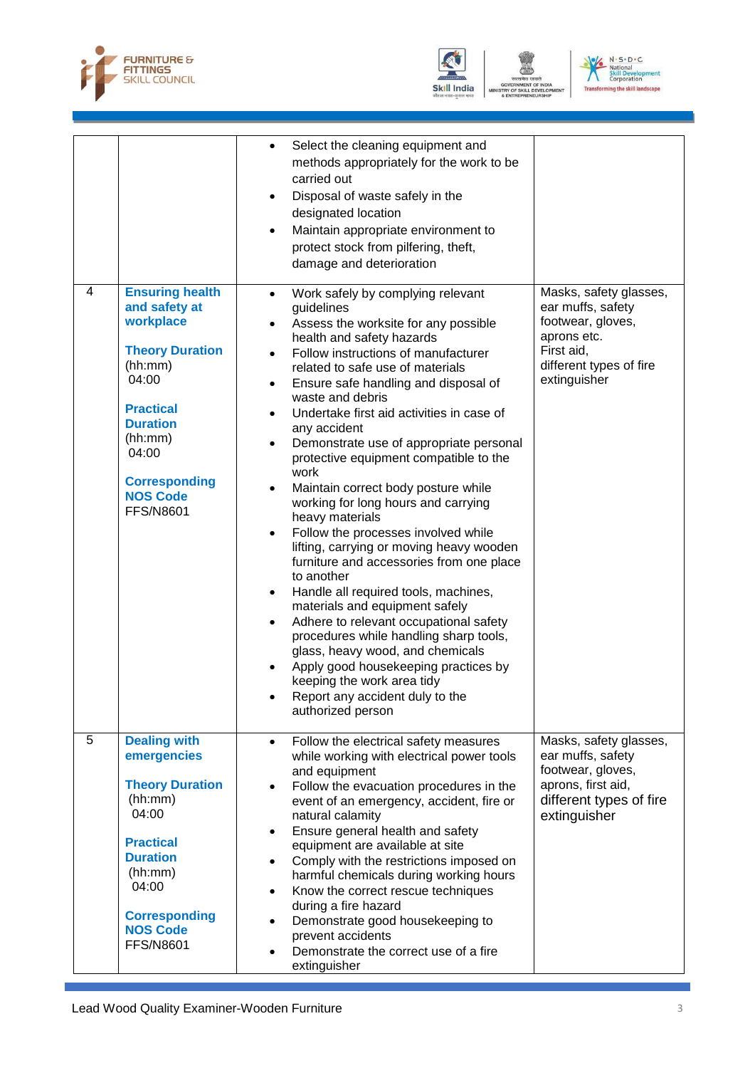| | | | |
|---|---|---|---|
| | | • Select the cleaning equipment and methods appropriately for the work to be carried out<br>• Disposal of waste safely in the designated location<br>• Maintain appropriate environment to protect stock from pilfering, theft, damage and deterioration | |
| 4 | **Ensuring health and safety at workplace**<br><br>**Theory Duration** (hh:mm)<br>04:00<br><br>**Practical Duration** (hh:mm)<br>04:00<br><br>**Corresponding NOS Code**<br>FFS/N8601 | • Work safely by complying relevant guidelines<br>• Assess the worksite for any possible health and safety hazards<br>• Follow instructions of manufacturer related to safe use of materials<br>• Ensure safe handling and disposal of waste and debris<br>• Undertake first aid activities in case of any accident<br>• Demonstrate use of appropriate personal protective equipment compatible to the work<br>• Maintain correct body posture while working for long hours and carrying heavy materials<br>• Follow the processes involved while lifting, carrying or moving heavy wooden furniture and accessories from one place to another<br>• Handle all required tools, machines, materials and equipment safely<br>• Adhere to relevant occupational safety procedures while handling sharp tools, glass, heavy wood, and chemicals<br>• Apply good housekeeping practices by keeping the work area tidy<br>• Report any accident duly to the authorized person | Masks, safety glasses, ear muffs, safety footwear, gloves, aprons etc.<br>First aid,<br>different types of fire extinguisher |
| 5 | **Dealing with emergencies**<br><br>**Theory Duration** (hh:mm)<br>04:00<br><br>**Practical Duration** (hh:mm)<br>04:00<br><br>**Corresponding NOS Code**<br>FFS/N8601 | • Follow the electrical safety measures while working with electrical power tools and equipment<br>• Follow the evacuation procedures in the event of an emergency, accident, fire or natural calamity<br>• Ensure general health and safety equipment are available at site<br>• Comply with the restrictions imposed on harmful chemicals during working hours<br>• Know the correct rescue techniques during a fire hazard<br>• Demonstrate good housekeeping to prevent accidents<br>• Demonstrate the correct use of a fire extinguisher | Masks, safety glasses, ear muffs, safety footwear, gloves, aprons, first aid, different types of fire extinguisher |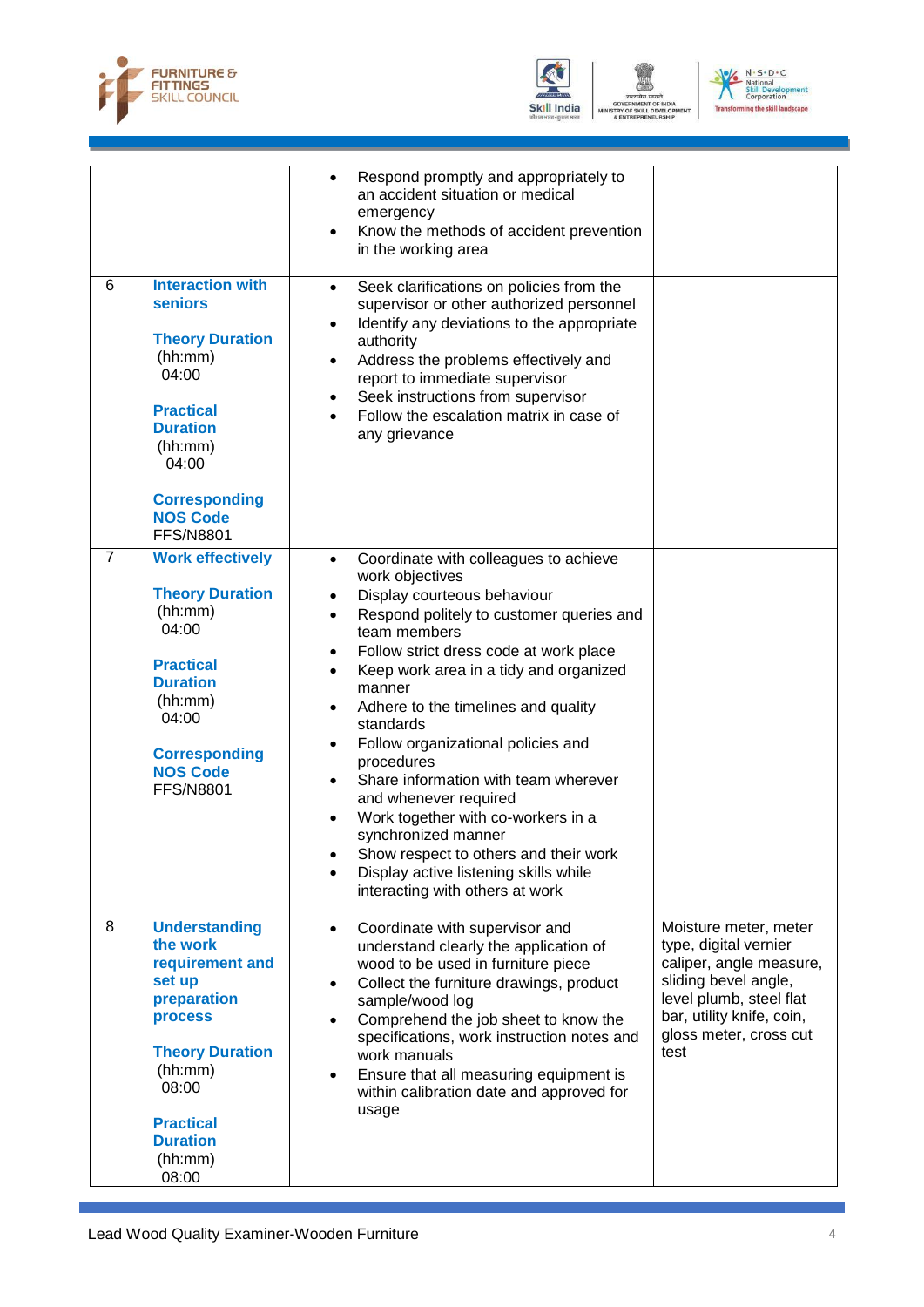| | | | |
|---|---|---|---|
| | | • Respond promptly and appropriately to an accident situation or medical emergency<br>• Know the methods of accident prevention in the working area | |
| 6 | **Interaction with seniors**<br><br>**Theory Duration** (hh:mm)<br>04:00<br><br>**Practical Duration** (hh:mm)<br>04:00<br><br>**Corresponding NOS Code**<br>FFS/N8801 | • Seek clarifications on policies from the supervisor or other authorized personnel<br>• Identify any deviations to the appropriate authority<br>• Address the problems effectively and report to immediate supervisor<br>• Seek instructions from supervisor<br>• Follow the escalation matrix in case of any grievance | |
| 7 | **Work effectively**<br><br>**Theory Duration** (hh:mm)<br>04:00<br><br>**Practical Duration** (hh:mm)<br>04:00<br><br>**Corresponding NOS Code**<br>FFS/N8801 | • Coordinate with colleagues to achieve work objectives<br>• Display courteous behaviour<br>• Respond politely to customer queries and team members<br>• Follow strict dress code at work place<br>• Keep work area in a tidy and organized manner<br>• Adhere to the timelines and quality standards<br>• Follow organizational policies and procedures<br>• Share information with team wherever and whenever required<br>• Work together with co-workers in a synchronized manner<br>• Show respect to others and their work<br>• Display active listening skills while interacting with others at work | |
| 8 | **Understanding the work requirement and set up preparation process**<br><br>**Theory Duration** (hh:mm)<br>08:00<br><br>**Practical Duration** (hh:mm)<br>08:00 | • Coordinate with supervisor and understand clearly the application of wood to be used in furniture piece<br>• Collect the furniture drawings, product sample/wood log<br>• Comprehend the job sheet to know the specifications, work instruction notes and work manuals<br>• Ensure that all measuring equipment is within calibration date and approved for usage | Moisture meter, meter type, digital vernier caliper, angle measure, sliding bevel angle, level plumb, steel flat bar, utility knife, coin, gloss meter, cross cut test |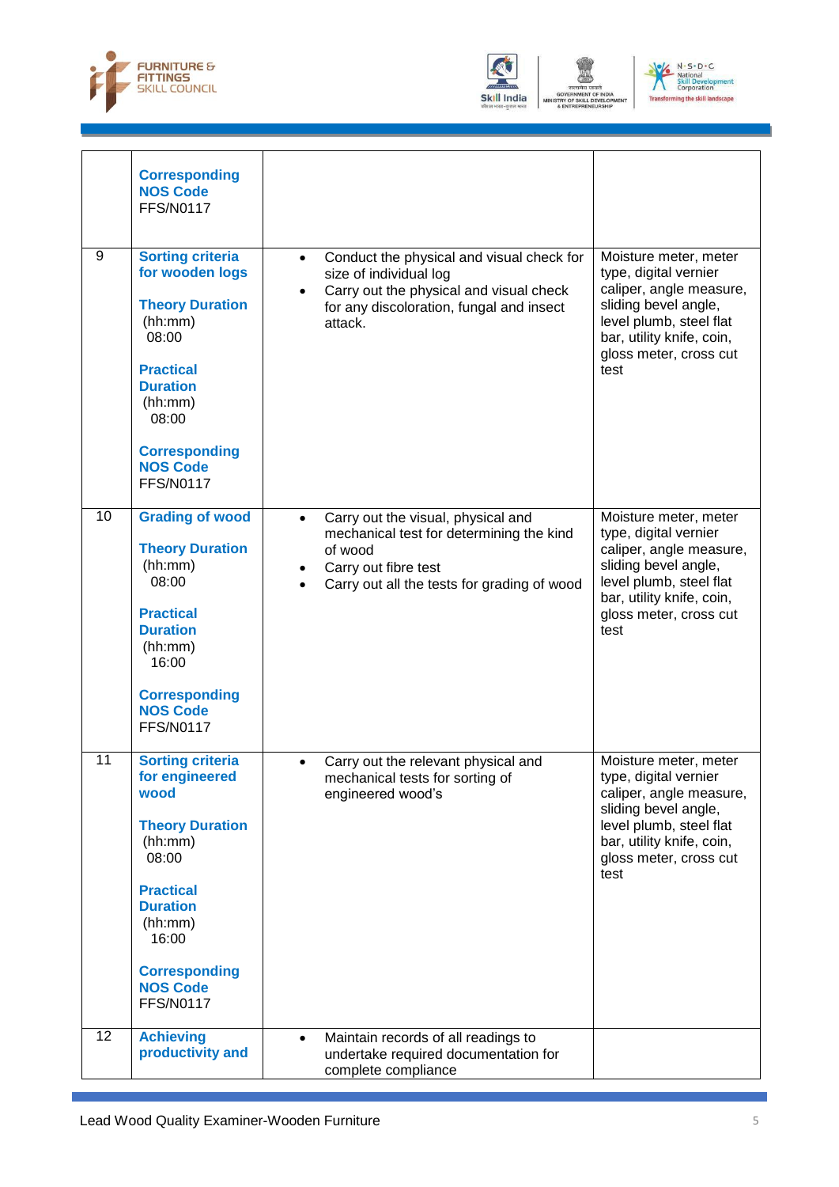| | | | |
|---|---|---|---|
| | **Corresponding NOS Code** FFS/N0117 | | |
| 9 | **Sorting criteria for wooden logs**<br><br>**Theory Duration** (hh:mm) 08:00<br><br>**Practical Duration** (hh:mm) 08:00<br><br>**Corresponding NOS Code** FFS/N0117 | • Conduct the physical and visual check for size of individual log<br>• Carry out the physical and visual check for any discoloration, fungal and insect attack. | Moisture meter, meter type, digital vernier caliper, angle measure, sliding bevel angle, level plumb, steel flat bar, utility knife, coin, gloss meter, cross cut test |
| 10 | **Grading of wood**<br><br>**Theory Duration** (hh:mm) 08:00<br><br>**Practical Duration** (hh:mm) 16:00<br><br>**Corresponding NOS Code** FFS/N0117 | • Carry out the visual, physical and mechanical test for determining the kind of wood<br>• Carry out fibre test<br>• Carry out all the tests for grading of wood | Moisture meter, meter type, digital vernier caliper, angle measure, sliding bevel angle, level plumb, steel flat bar, utility knife, coin, gloss meter, cross cut test |
| 11 | **Sorting criteria for engineered wood**<br><br>**Theory Duration** (hh:mm) 08:00<br><br>**Practical Duration** (hh:mm) 16:00<br><br>**Corresponding NOS Code** FFS/N0117 | • Carry out the relevant physical and mechanical tests for sorting of engineered wood's | Moisture meter, meter type, digital vernier caliper, angle measure, sliding bevel angle, level plumb, steel flat bar, utility knife, coin, gloss meter, cross cut test |
| 12 | **Achieving productivity and** | • Maintain records of all readings to undertake required documentation for complete compliance | |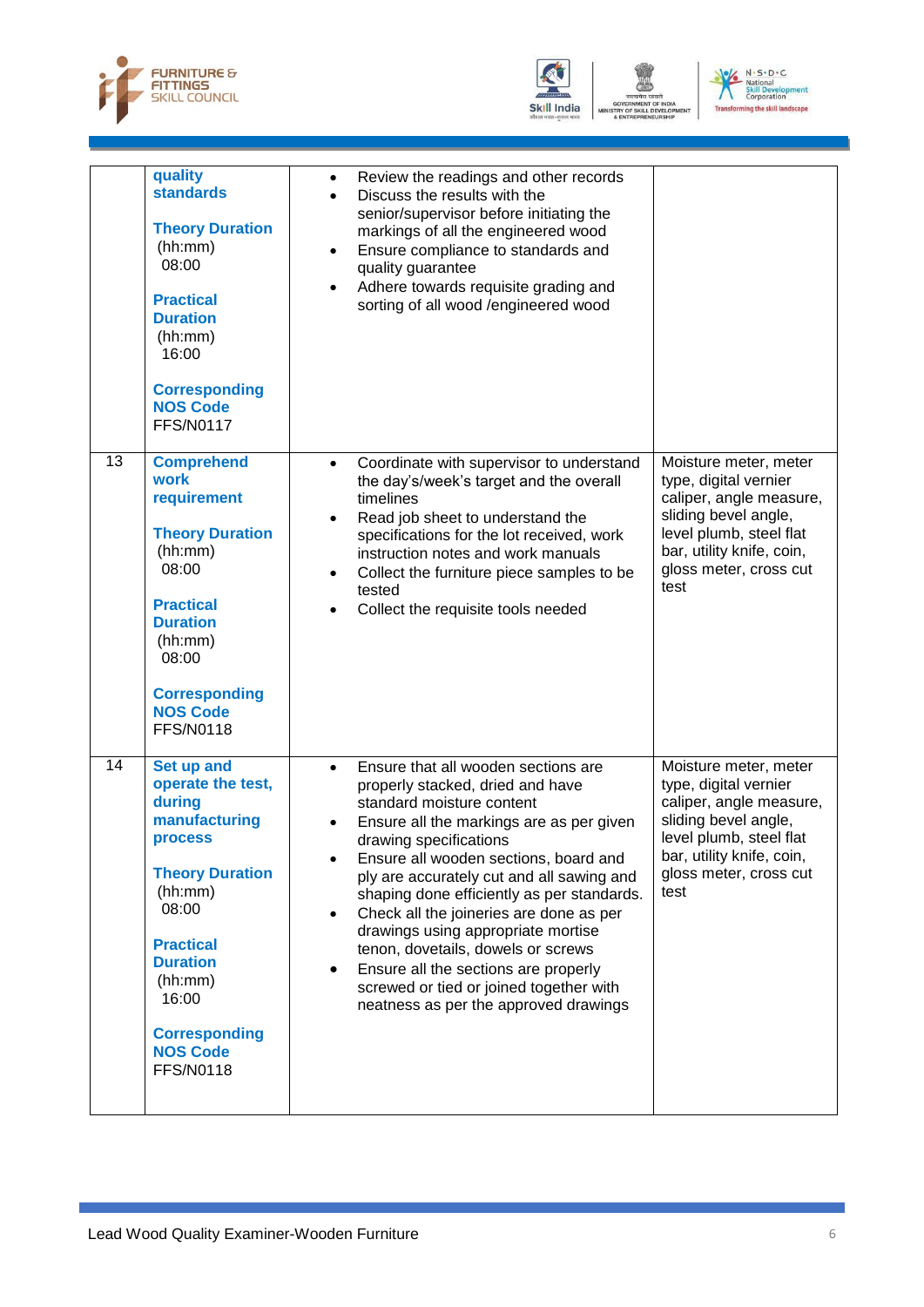| | | | |
|---|---|---|---|
| | **quality standards**<br><br>**Theory Duration** (hh:mm) 08:00<br><br>**Practical Duration** (hh:mm) 16:00<br><br>**Corresponding NOS Code** FFS/N0117 | • Review the readings and other records<br>• Discuss the results with the senior/supervisor before initiating the markings of all the engineered wood<br>• Ensure compliance to standards and quality guarantee<br>• Adhere towards requisite grading and sorting of all wood /engineered wood | |
| 13 | **Comprehend work requirement**<br><br>**Theory Duration** (hh:mm) 08:00<br><br>**Practical Duration** (hh:mm) 08:00<br><br>**Corresponding NOS Code** FFS/N0118 | • Coordinate with supervisor to understand the day's/week's target and the overall timelines<br>• Read job sheet to understand the specifications for the lot received, work instruction notes and work manuals<br>• Collect the furniture piece samples to be tested<br>• Collect the requisite tools needed | Moisture meter, meter type, digital vernier caliper, angle measure, sliding bevel angle, level plumb, steel flat bar, utility knife, coin, gloss meter, cross cut test |
| 14 | **Set up and operate the test, during manufacturing process**<br><br>**Theory Duration** (hh:mm) 08:00<br><br>**Practical Duration** (hh:mm) 16:00<br><br>**Corresponding NOS Code** FFS/N0118 | • Ensure that all wooden sections are properly stacked, dried and have standard moisture content<br>• Ensure all the markings are as per given drawing specifications<br>• Ensure all wooden sections, board and ply are accurately cut and all sawing and shaping done efficiently as per standards.<br>• Check all the joineries are done as per drawings using appropriate mortise tenon, dovetails, dowels or screws<br>• Ensure all the sections are properly screwed or tied or joined together with neatness as per the approved drawings | Moisture meter, meter type, digital vernier caliper, angle measure, sliding bevel angle, level plumb, steel flat bar, utility knife, coin, gloss meter, cross cut test |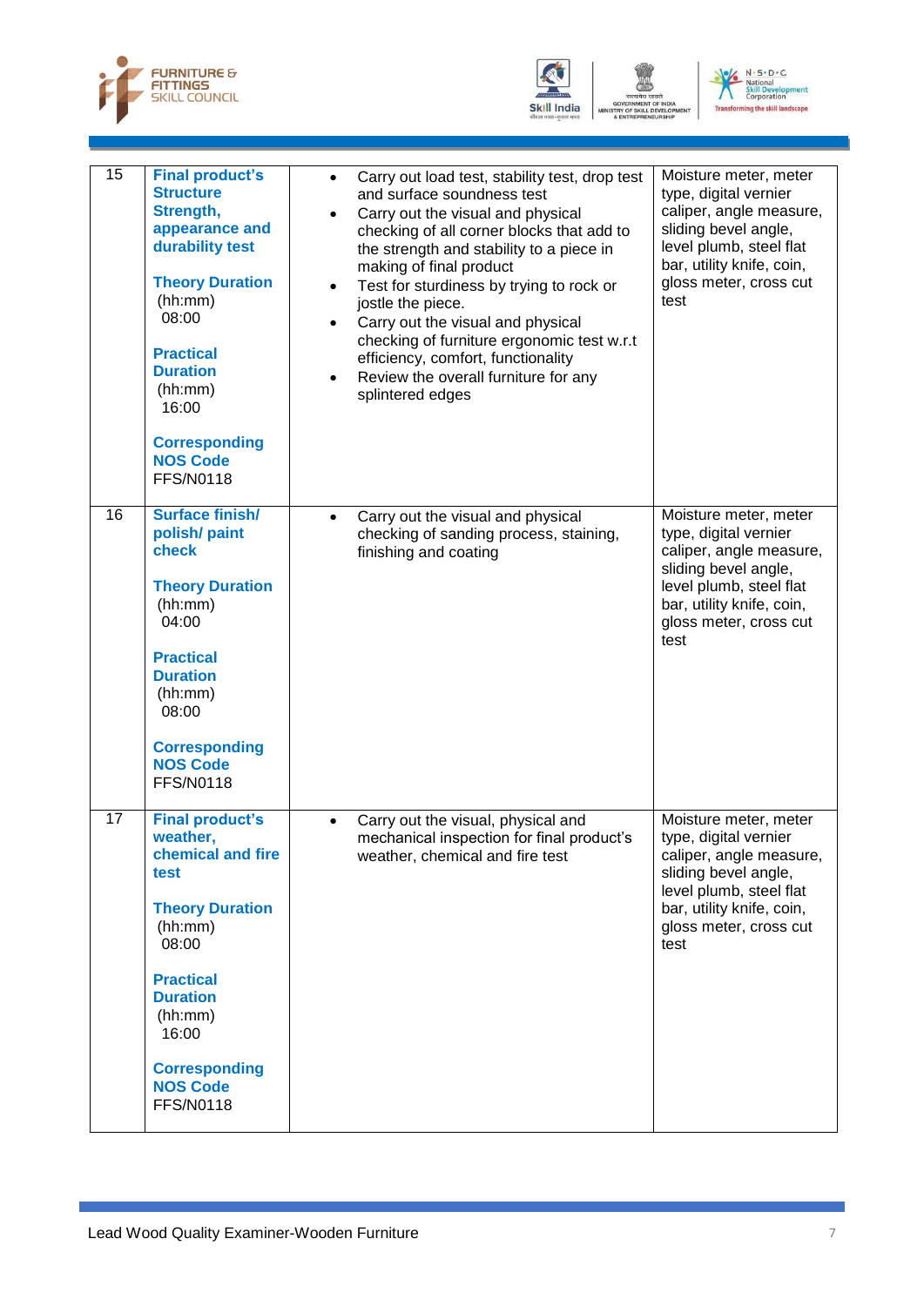| 15 | **Final product's Structure Strength, appearance and durability test**<br><br>**Theory Duration** (hh:mm) 08:00<br><br>**Practical Duration** (hh:mm) 16:00<br><br>**Corresponding NOS Code** FFS/N0118 | • Carry out load test, stability test, drop test and surface soundness test<br>• Carry out the visual and physical checking of all corner blocks that add to the strength and stability to a piece in making of final product<br>• Test for sturdiness by trying to rock or jostle the piece.<br>• Carry out the visual and physical checking of furniture ergonomic test w.r.t efficiency, comfort, functionality<br>• Review the overall furniture for any splintered edges | Moisture meter, meter type, digital vernier caliper, angle measure, sliding bevel angle, level plumb, steel flat bar, utility knife, coin, gloss meter, cross cut test |
|---|---|---|---|
| 16 | **Surface finish/ polish/ paint check**<br><br>**Theory Duration** (hh:mm) 04:00<br><br>**Practical Duration** (hh:mm) 08:00<br><br>**Corresponding NOS Code** FFS/N0118 | • Carry out the visual and physical checking of sanding process, staining, finishing and coating | Moisture meter, meter type, digital vernier caliper, angle measure, sliding bevel angle, level plumb, steel flat bar, utility knife, coin, gloss meter, cross cut test |
| 17 | **Final product's weather, chemical and fire test**<br><br>**Theory Duration** (hh:mm) 08:00<br><br>**Practical Duration** (hh:mm) 16:00<br><br>**Corresponding NOS Code** FFS/N0118 | • Carry out the visual, physical and mechanical inspection for final product's weather, chemical and fire test | Moisture meter, meter type, digital vernier caliper, angle measure, sliding bevel angle, level plumb, steel flat bar, utility knife, coin, gloss meter, cross cut test |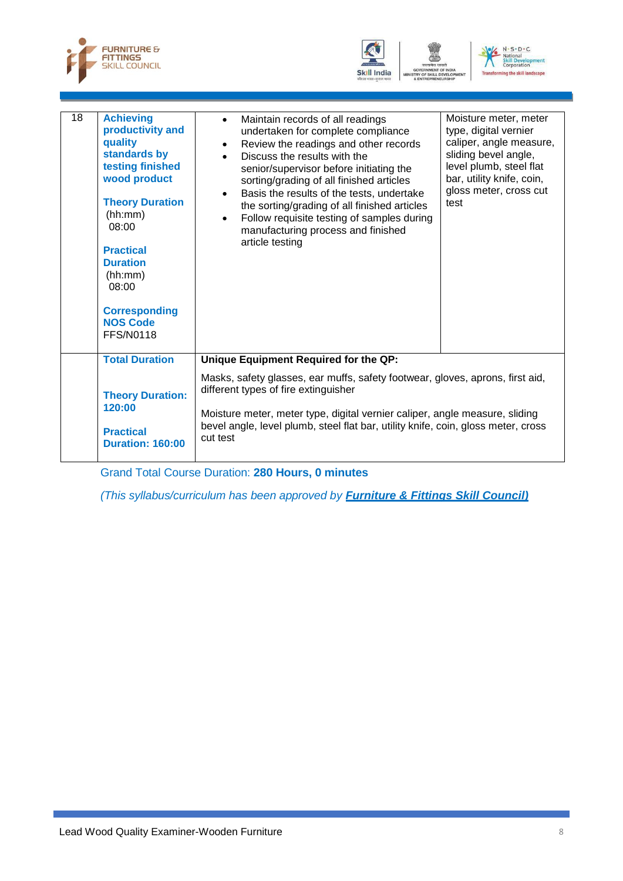| | | | |
|---|---|---|---|
| 18 | **Achieving productivity and quality standards by testing finished wood product**<br><br>**Theory Duration** (hh:mm) 08:00<br><br>**Practical Duration** (hh:mm) 08:00<br><br>**Corresponding NOS Code** FFS/N0118 | • Maintain records of all readings undertaken for complete compliance<br>• Review the readings and other records<br>• Discuss the results with the senior/supervisor before initiating the sorting/grading of all finished articles<br>• Basis the results of the tests, undertake the sorting/grading of all finished articles<br>• Follow requisite testing of samples during manufacturing process and finished article testing | Moisture meter, meter type, digital vernier caliper, angle measure, sliding bevel angle, level plumb, steel flat bar, utility knife, coin, gloss meter, cross cut test |
| | **Total Duration**<br><br>**Theory Duration: 120:00**<br><br>**Practical Duration: 160:00** | **Unique Equipment Required for the QP:**<br><br>Masks, safety glasses, ear muffs, safety footwear, gloves, aprons, first aid, different types of fire extinguisher<br><br>Moisture meter, meter type, digital vernier caliper, angle measure, sliding bevel angle, level plumb, steel flat bar, utility knife, coin, gloss meter, cross cut test | |

Grand Total Course Duration: **280 Hours, 0 minutes**

*(This syllabus/curriculum has been approved by* ***Furniture & Fittings Skill Council)***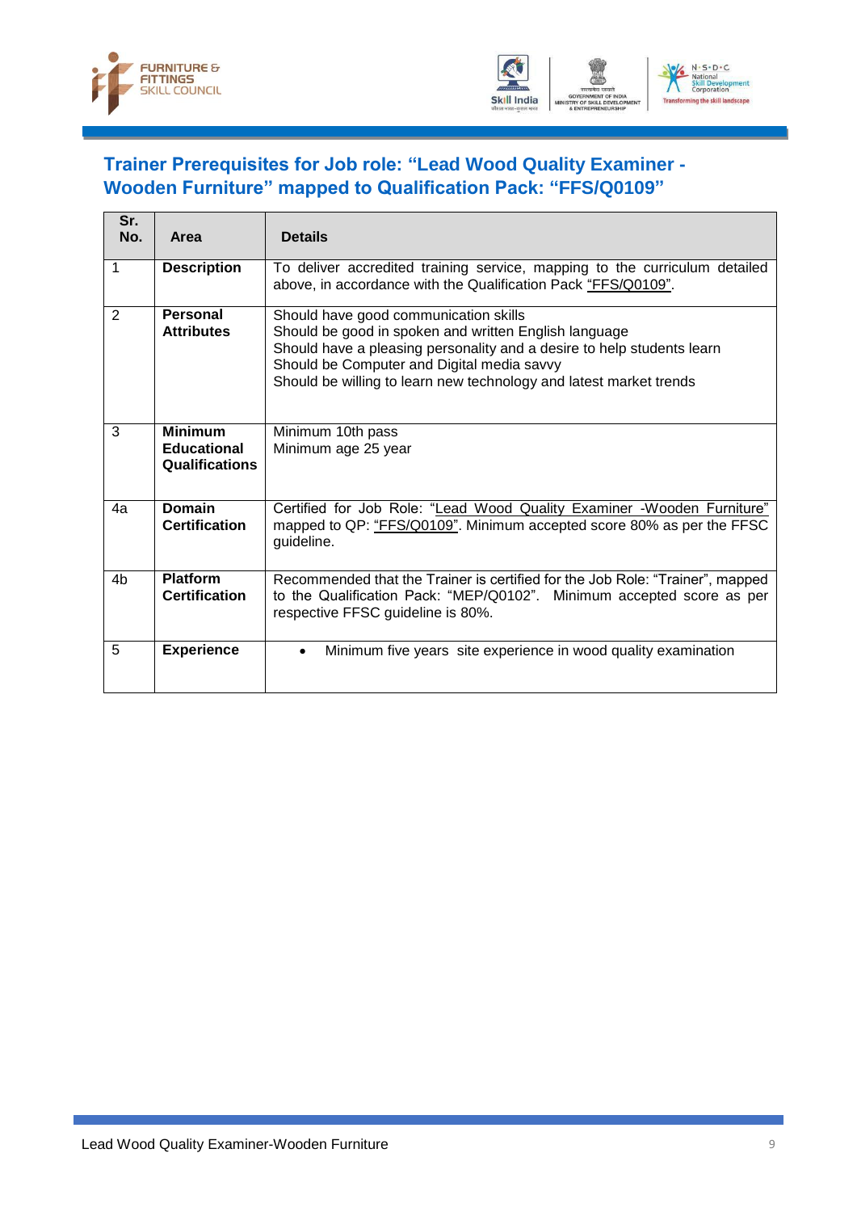## Trainer Prerequisites for Job role: “Lead Wood Quality Examiner - Wooden Furniture” mapped to Qualification Pack: “FFS/Q0109”

| Sr. No. | Area | Details |
|---|---|---|
| 1 | **Description** | To deliver accredited training service, mapping to the curriculum detailed above, in accordance with the Qualification Pack “FFS/Q0109”. |
| 2 | **Personal Attributes** | Should have good communication skills<br>Should be good in spoken and written English language<br>Should have a pleasing personality and a desire to help students learn<br>Should be Computer and Digital media savvy<br>Should be willing to learn new technology and latest market trends |
| 3 | **Minimum Educational Qualifications** | Minimum 10th pass<br>Minimum age 25 year |
| 4a | **Domain Certification** | Certified for Job Role: “Lead Wood Quality Examiner -Wooden Furniture” mapped to QP: “FFS/Q0109”. Minimum accepted score 80% as per the FFSC guideline. |
| 4b | **Platform Certification** | Recommended that the Trainer is certified for the Job Role: “Trainer”, mapped to the Qualification Pack: “MEP/Q0102”. Minimum accepted score as per respective FFSC guideline is 80%. |
| 5 | **Experience** | • Minimum five years site experience in wood quality examination |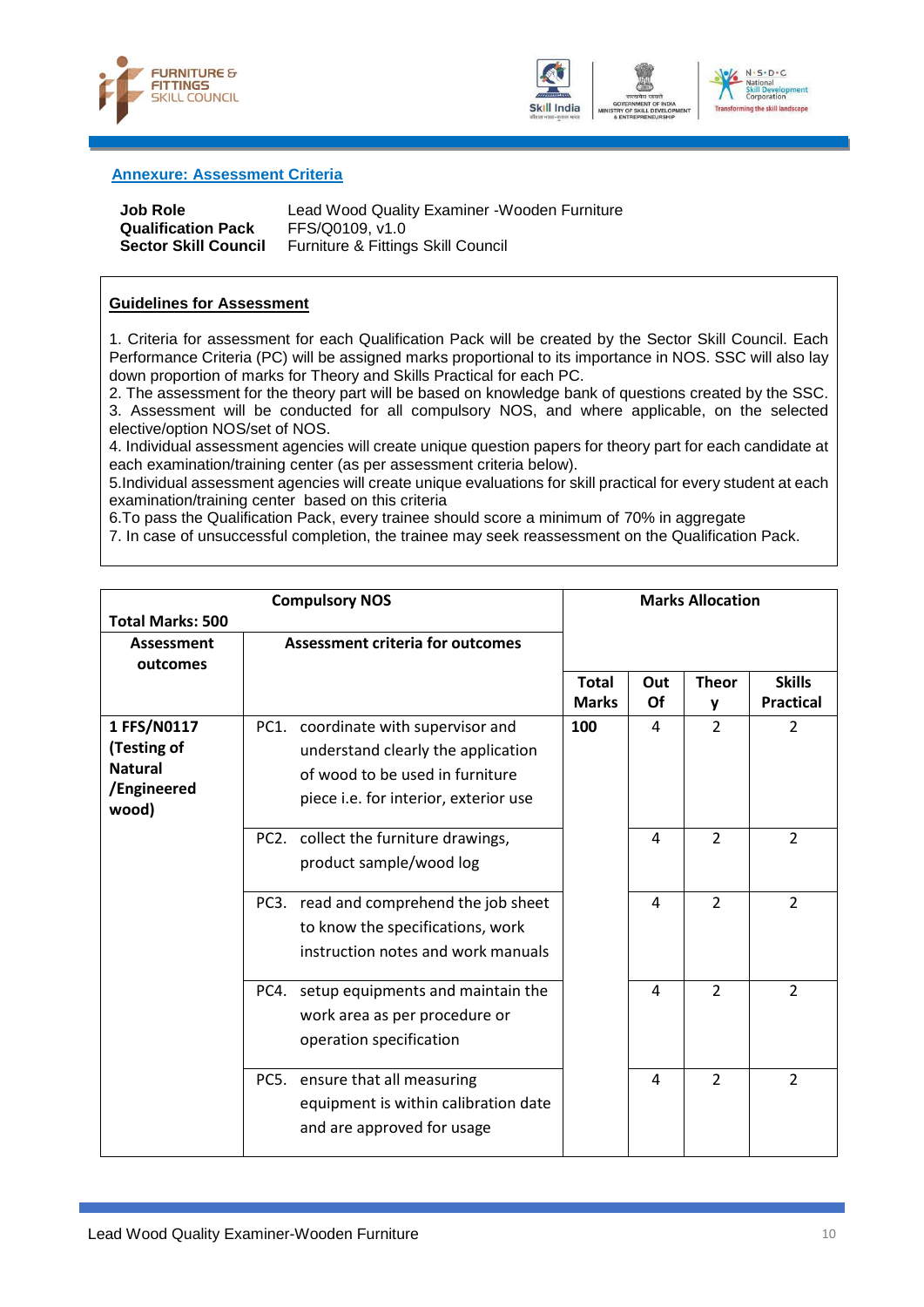## Annexure: Assessment Criteria

| | |
|---|---|
| **Job Role** | Lead Wood Quality Examiner -Wooden Furniture |
| **Qualification Pack** | FFS/Q0109, v1.0 |
| **Sector Skill Council** | Furniture & Fittings Skill Council |

### Guidelines for Assessment

1. Criteria for assessment for each Qualification Pack will be created by the Sector Skill Council. Each Performance Criteria (PC) will be assigned marks proportional to its importance in NOS. SSC will also lay down proportion of marks for Theory and Skills Practical for each PC.
2. The assessment for the theory part will be based on knowledge bank of questions created by the SSC.
3. Assessment will be conducted for all compulsory NOS, and where applicable, on the selected elective/option NOS/set of NOS.
4. Individual assessment agencies will create unique question papers for theory part for each candidate at each examination/training center (as per assessment criteria below).
5. Individual assessment agencies will create unique evaluations for skill practical for every student at each examination/training center based on this criteria
6. To pass the Qualification Pack, every trainee should score a minimum of 70% in aggregate
7. In case of unsuccessful completion, the trainee may seek reassessment on the Qualification Pack.

| Compulsory NOS<br>Total Marks: 500 | | Marks Allocation | | | |
|---|---|---|---|---|---|
| Assessment outcomes | Assessment criteria for outcomes | Total Marks | Out Of | Theory | Skills Practical |
| 1 FFS/N0117 (Testing of Natural /Engineered wood) | PC1. coordinate with supervisor and understand clearly the application of wood to be used in furniture piece i.e. for interior, exterior use | 100 | 4 | 2 | 2 |
| | PC2. collect the furniture drawings, product sample/wood log | | 4 | 2 | 2 |
| | PC3. read and comprehend the job sheet to know the specifications, work instruction notes and work manuals | | 4 | 2 | 2 |
| | PC4. setup equipments and maintain the work area as per procedure or operation specification | | 4 | 2 | 2 |
| | PC5. ensure that all measuring equipment is within calibration date and are approved for usage | | 4 | 2 | 2 |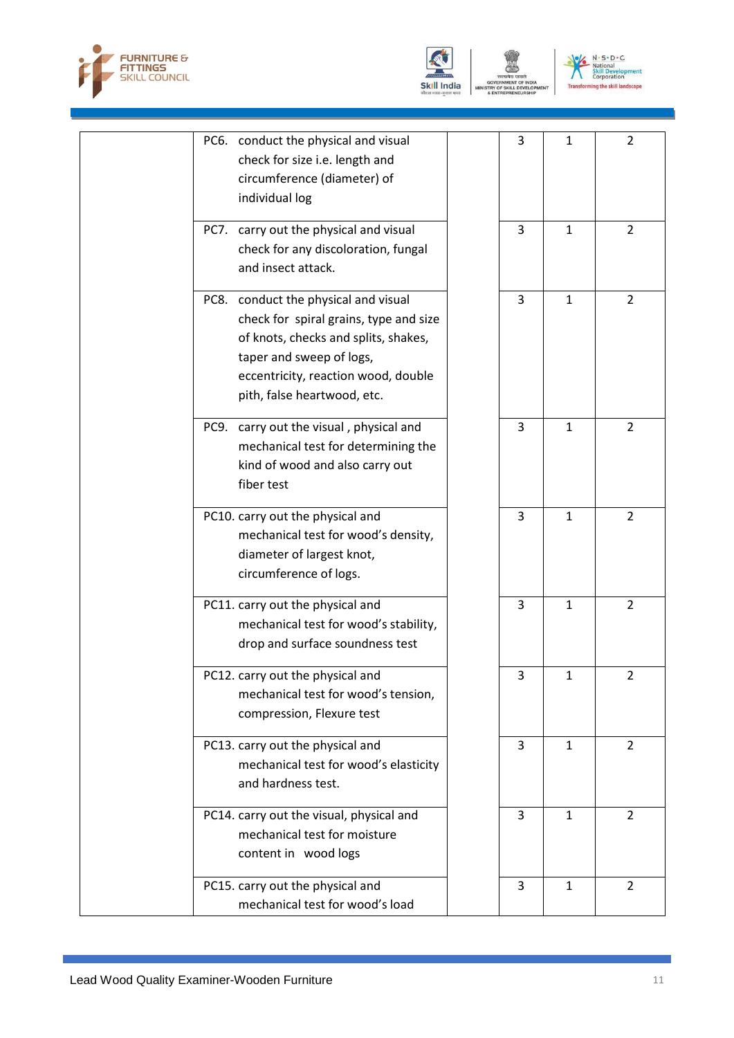| | | | | | |
|---|---|---|---|---|---|
| | PC6. conduct the physical and visual check for size i.e. length and circumference (diameter) of individual log | | 3 | 1 | 2 |
| | PC7. carry out the physical and visual check for any discoloration, fungal and insect attack. | | 3 | 1 | 2 |
| | PC8. conduct the physical and visual check for spiral grains, type and size of knots, checks and splits, shakes, taper and sweep of logs, eccentricity, reaction wood, double pith, false heartwood, etc. | | 3 | 1 | 2 |
| | PC9. carry out the visual , physical and mechanical test for determining the kind of wood and also carry out fiber test | | 3 | 1 | 2 |
| | PC10. carry out the physical and mechanical test for wood's density, diameter of largest knot, circumference of logs. | | 3 | 1 | 2 |
| | PC11. carry out the physical and mechanical test for wood's stability, drop and surface soundness test | | 3 | 1 | 2 |
| | PC12. carry out the physical and mechanical test for wood's tension, compression, Flexure test | | 3 | 1 | 2 |
| | PC13. carry out the physical and mechanical test for wood's elasticity and hardness test. | | 3 | 1 | 2 |
| | PC14. carry out the visual, physical and mechanical test for moisture content in wood logs | | 3 | 1 | 2 |
| | PC15. carry out the physical and mechanical test for wood's load | | 3 | 1 | 2 |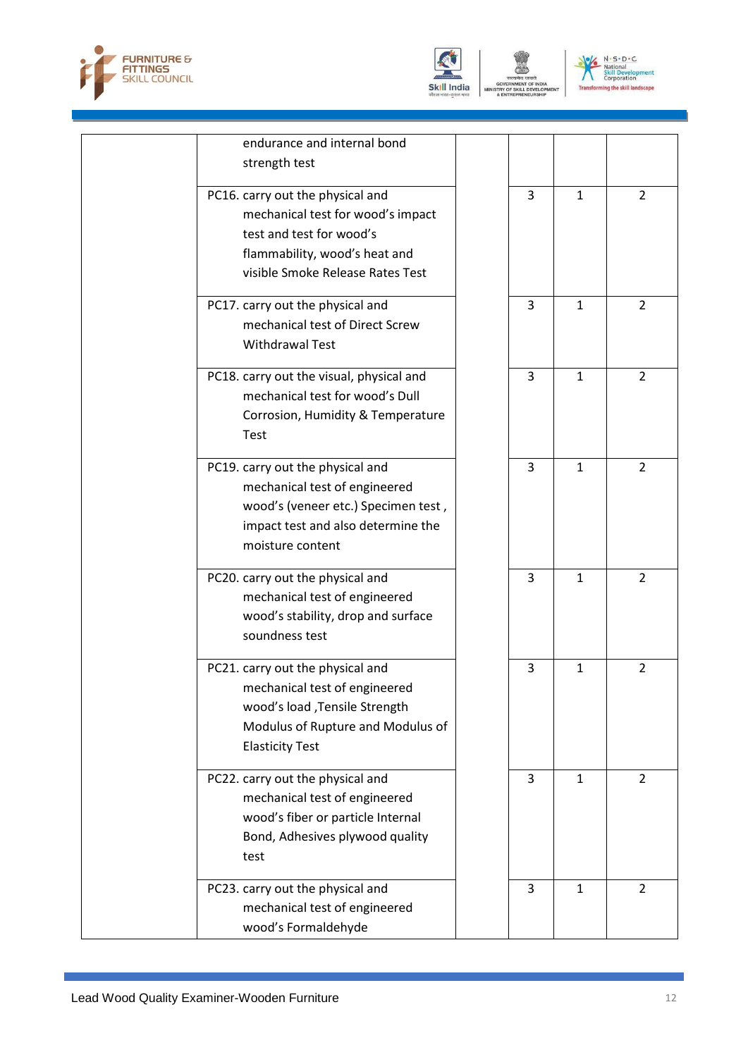| | | | | | |
|---|---|---|---|---|---|
| | endurance and internal bond strength test | | | | |
| | PC16. carry out the physical and mechanical test for wood's impact test and test for wood's flammability, wood's heat and visible Smoke Release Rates Test | | 3 | 1 | 2 |
| | PC17. carry out the physical and mechanical test of Direct Screw Withdrawal Test | | 3 | 1 | 2 |
| | PC18. carry out the visual, physical and mechanical test for wood's Dull Corrosion, Humidity & Temperature Test | | 3 | 1 | 2 |
| | PC19. carry out the physical and mechanical test of engineered wood's (veneer etc.) Specimen test , impact test and also determine the moisture content | | 3 | 1 | 2 |
| | PC20. carry out the physical and mechanical test of engineered wood's stability, drop and surface soundness test | | 3 | 1 | 2 |
| | PC21. carry out the physical and mechanical test of engineered wood's load ,Tensile Strength Modulus of Rupture and Modulus of Elasticity Test | | 3 | 1 | 2 |
| | PC22. carry out the physical and mechanical test of engineered wood's fiber or particle Internal Bond, Adhesives plywood quality test | | 3 | 1 | 2 |
| | PC23. carry out the physical and mechanical test of engineered wood's Formaldehyde | | 3 | 1 | 2 |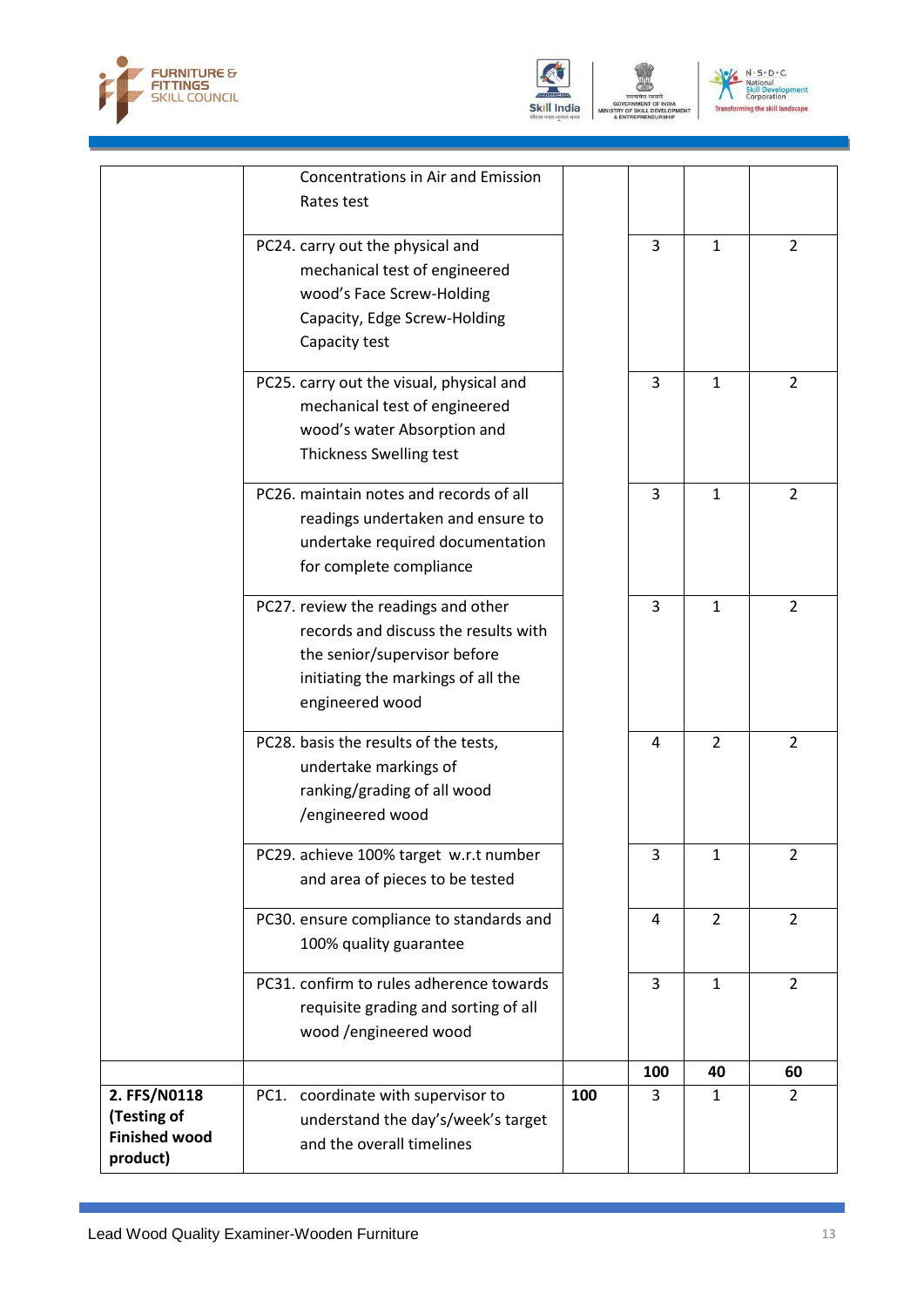| | | | | | |
|---|---|---|---|---|---|
| | Concentrations in Air and Emission Rates test | | | | |
| | PC24. carry out the physical and mechanical test of engineered wood's Face Screw-Holding Capacity, Edge Screw-Holding Capacity test | | 3 | 1 | 2 |
| | PC25. carry out the visual, physical and mechanical test of engineered wood's water Absorption and Thickness Swelling test | | 3 | 1 | 2 |
| | PC26. maintain notes and records of all readings undertaken and ensure to undertake required documentation for complete compliance | | 3 | 1 | 2 |
| | PC27. review the readings and other records and discuss the results with the senior/supervisor before initiating the markings of all the engineered wood | | 3 | 1 | 2 |
| | PC28. basis the results of the tests, undertake markings of ranking/grading of all wood /engineered wood | | 4 | 2 | 2 |
| | PC29. achieve 100% target w.r.t number and area of pieces to be tested | | 3 | 1 | 2 |
| | PC30. ensure compliance to standards and 100% quality guarantee | | 4 | 2 | 2 |
| | PC31. confirm to rules adherence towards requisite grading and sorting of all wood /engineered wood | | 3 | 1 | 2 |
| | | | **100** | **40** | **60** |
| **2. FFS/N0118 (Testing of Finished wood product)** | PC1. coordinate with supervisor to understand the day's/week's target and the overall timelines | **100** | 3 | 1 | 2 |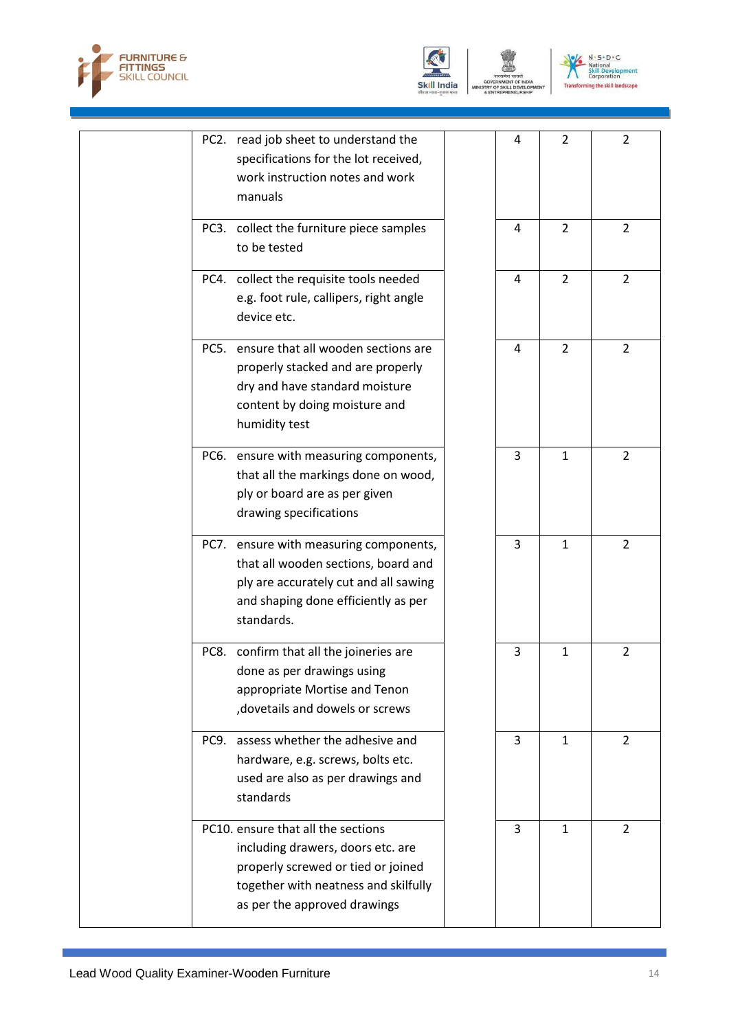| | | | | | |
|---|---|---|---|---|---|
| | PC2. read job sheet to understand the specifications for the lot received, work instruction notes and work manuals | | 4 | 2 | 2 |
| | PC3. collect the furniture piece samples to be tested | | 4 | 2 | 2 |
| | PC4. collect the requisite tools needed e.g. foot rule, callipers, right angle device etc. | | 4 | 2 | 2 |
| | PC5. ensure that all wooden sections are properly stacked and are properly dry and have standard moisture content by doing moisture and humidity test | | 4 | 2 | 2 |
| | PC6. ensure with measuring components, that all the markings done on wood, ply or board are as per given drawing specifications | | 3 | 1 | 2 |
| | PC7. ensure with measuring components, that all wooden sections, board and ply are accurately cut and all sawing and shaping done efficiently as per standards. | | 3 | 1 | 2 |
| | PC8. confirm that all the joineries are done as per drawings using appropriate Mortise and Tenon ,dovetails and dowels or screws | | 3 | 1 | 2 |
| | PC9. assess whether the adhesive and hardware, e.g. screws, bolts etc. used are also as per drawings and standards | | 3 | 1 | 2 |
| | PC10. ensure that all the sections including drawers, doors etc. are properly screwed or tied or joined together with neatness and skilfully as per the approved drawings | | 3 | 1 | 2 |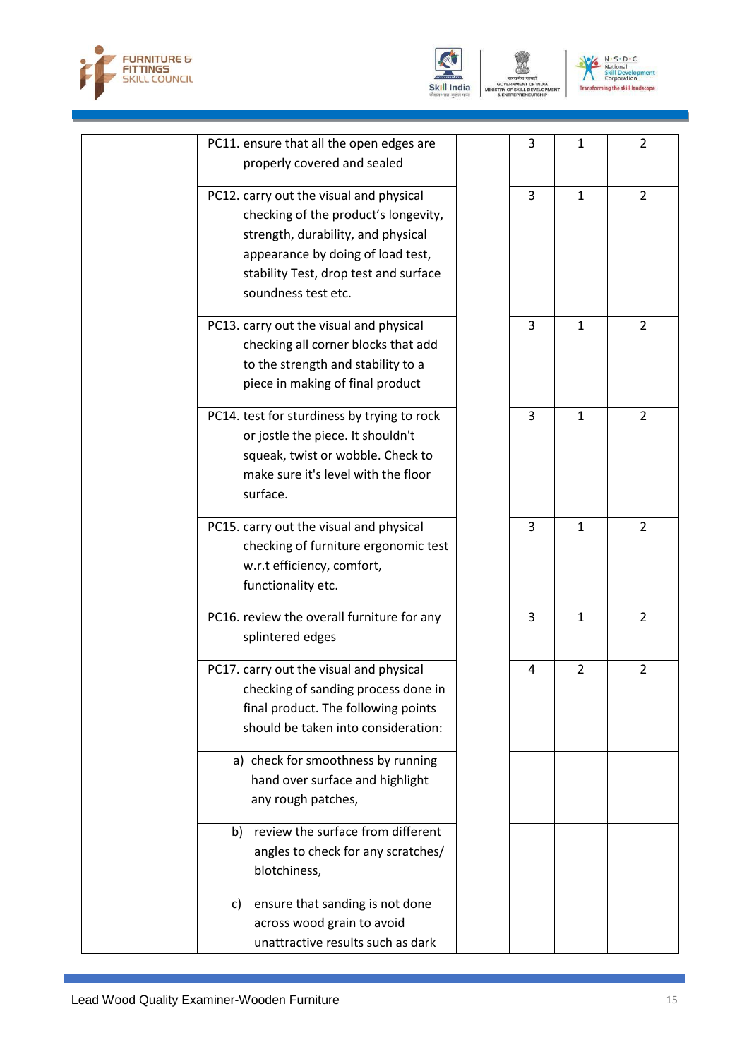| | | | | | |
|---|---|---|---|---|---|
| | PC11. ensure that all the open edges are properly covered and sealed | | 3 | 1 | 2 |
| | PC12. carry out the visual and physical checking of the product's longevity, strength, durability, and physical appearance by doing of load test, stability Test, drop test and surface soundness test etc. | | 3 | 1 | 2 |
| | PC13. carry out the visual and physical checking all corner blocks that add to the strength and stability to a piece in making of final product | | 3 | 1 | 2 |
| | PC14. test for sturdiness by trying to rock or jostle the piece. It shouldn't squeak, twist or wobble. Check to make sure it's level with the floor surface. | | 3 | 1 | 2 |
| | PC15. carry out the visual and physical checking of furniture ergonomic test w.r.t efficiency, comfort, functionality etc. | | 3 | 1 | 2 |
| | PC16. review the overall furniture for any splintered edges | | 3 | 1 | 2 |
| | PC17. carry out the visual and physical checking of sanding process done in final product. The following points should be taken into consideration: | | 4 | 2 | 2 |
| | a) check for smoothness by running hand over surface and highlight any rough patches, | | | | |
| | b) review the surface from different angles to check for any scratches/ blotchiness, | | | | |
| | c) ensure that sanding is not done across wood grain to avoid unattractive results such as dark | | | | |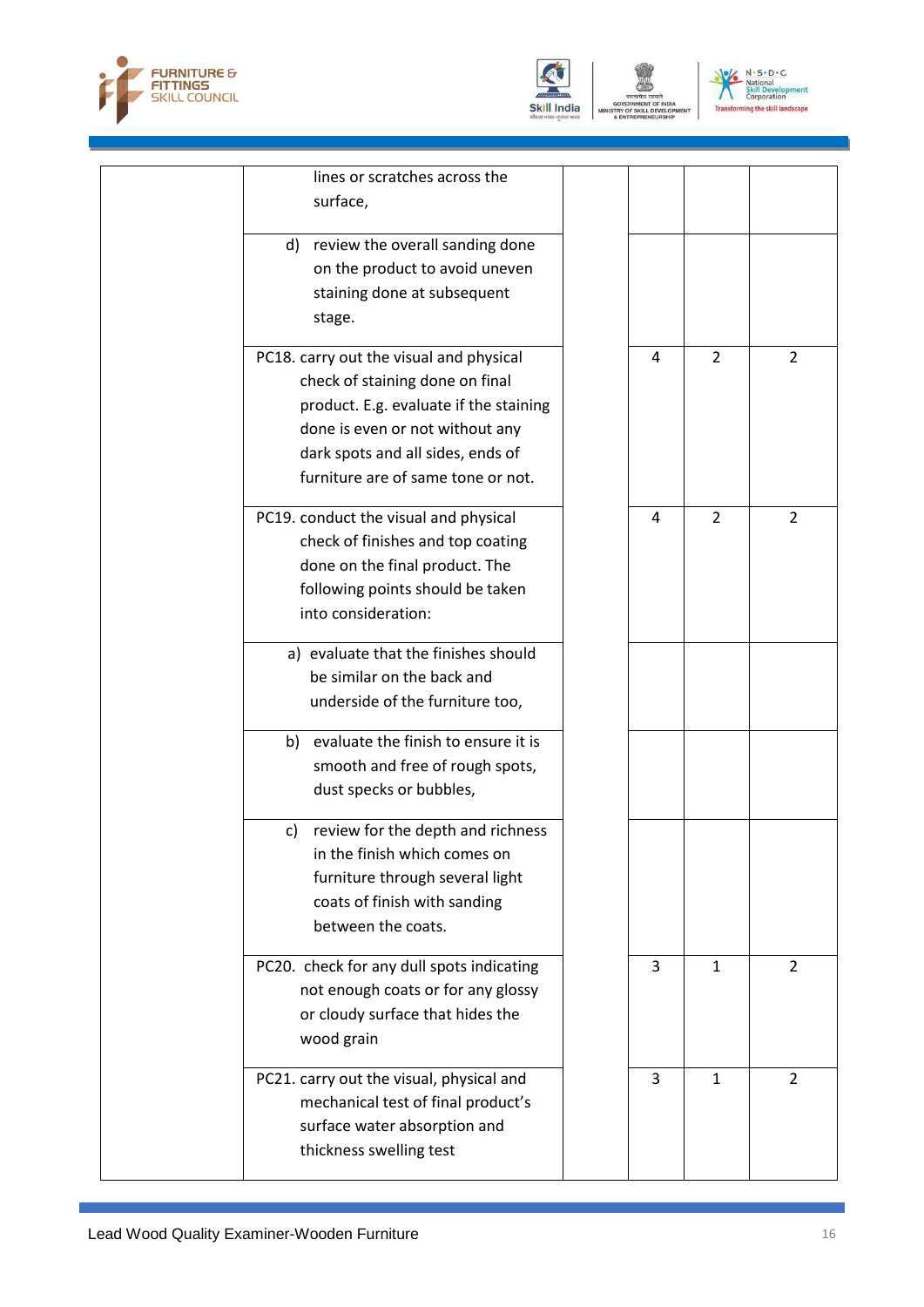| | | | | | |
|---|---|---|---|---|---|
| | lines or scratches across the surface, | | | | |
| | d) review the overall sanding done on the product to avoid uneven staining done at subsequent stage. | | | | |
| | PC18. carry out the visual and physical check of staining done on final product. E.g. evaluate if the staining done is even or not without any dark spots and all sides, ends of furniture are of same tone or not. | | 4 | 2 | 2 |
| | PC19. conduct the visual and physical check of finishes and top coating done on the final product. The following points should be taken into consideration: | | 4 | 2 | 2 |
| | a) evaluate that the finishes should be similar on the back and underside of the furniture too, | | | | |
| | b) evaluate the finish to ensure it is smooth and free of rough spots, dust specks or bubbles, | | | | |
| | c) review for the depth and richness in the finish which comes on furniture through several light coats of finish with sanding between the coats. | | | | |
| | PC20. check for any dull spots indicating not enough coats or for any glossy or cloudy surface that hides the wood grain | | 3 | 1 | 2 |
| | PC21. carry out the visual, physical and mechanical test of final product's surface water absorption and thickness swelling test | | 3 | 1 | 2 |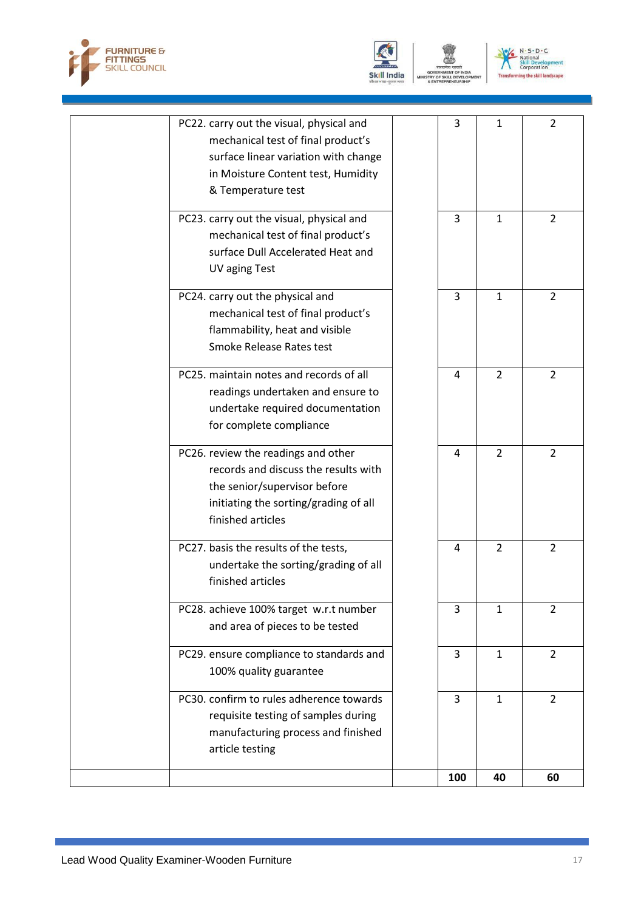| | | | | | |
|---|---|---|---|---|---|
| | PC22. carry out the visual, physical and mechanical test of final product's surface linear variation with change in Moisture Content test, Humidity & Temperature test | | 3 | 1 | 2 |
| | PC23. carry out the visual, physical and mechanical test of final product's surface Dull Accelerated Heat and UV aging Test | | 3 | 1 | 2 |
| | PC24. carry out the physical and mechanical test of final product's flammability, heat and visible Smoke Release Rates test | | 3 | 1 | 2 |
| | PC25. maintain notes and records of all readings undertaken and ensure to undertake required documentation for complete compliance | | 4 | 2 | 2 |
| | PC26. review the readings and other records and discuss the results with the senior/supervisor before initiating the sorting/grading of all finished articles | | 4 | 2 | 2 |
| | PC27. basis the results of the tests, undertake the sorting/grading of all finished articles | | 4 | 2 | 2 |
| | PC28. achieve 100% target w.r.t number and area of pieces to be tested | | 3 | 1 | 2 |
| | PC29. ensure compliance to standards and 100% quality guarantee | | 3 | 1 | 2 |
| | PC30. confirm to rules adherence towards requisite testing of samples during manufacturing process and finished article testing | | 3 | 1 | 2 |
| | | | **100** | **40** | **60** |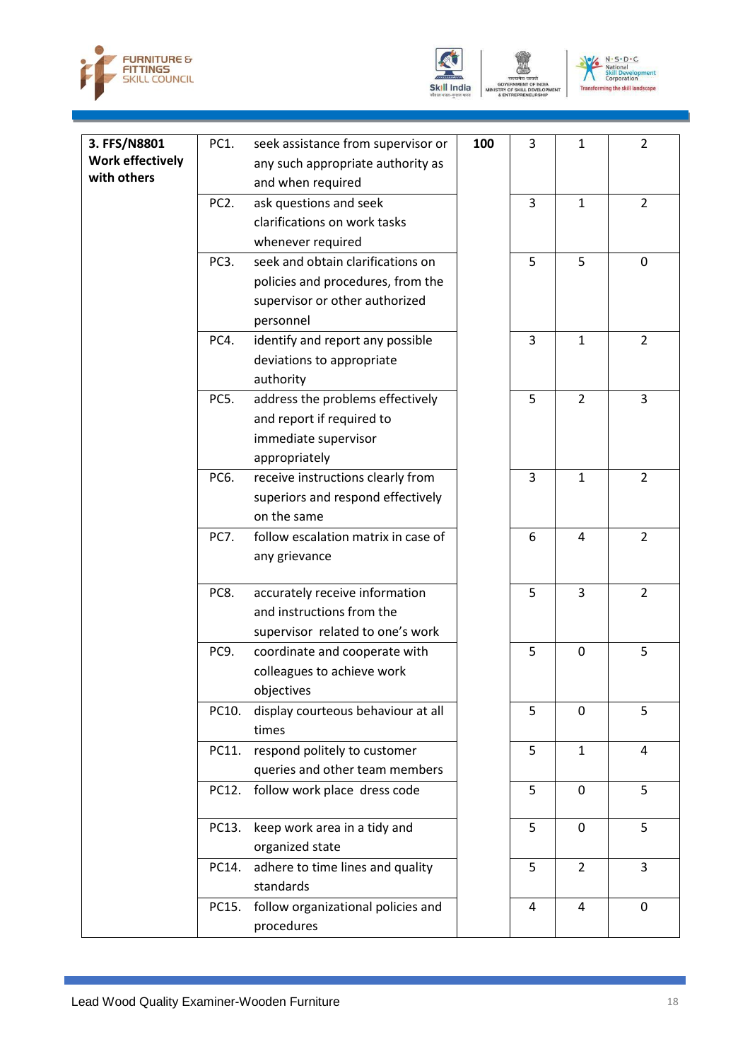| | | | | | |
|---|---|---|---|---|---|
| **3. FFS/N8801 Work effectively with others** | PC1. seek assistance from supervisor or any such appropriate authority as and when required | **100** | 3 | 1 | 2 |
| | PC2. ask questions and seek clarifications on work tasks whenever required | | 3 | 1 | 2 |
| | PC3. seek and obtain clarifications on policies and procedures, from the supervisor or other authorized personnel | | 5 | 5 | 0 |
| | PC4. identify and report any possible deviations to appropriate authority | | 3 | 1 | 2 |
| | PC5. address the problems effectively and report if required to immediate supervisor appropriately | | 5 | 2 | 3 |
| | PC6. receive instructions clearly from superiors and respond effectively on the same | | 3 | 1 | 2 |
| | PC7. follow escalation matrix in case of any grievance | | 6 | 4 | 2 |
| | PC8. accurately receive information and instructions from the supervisor related to one's work | | 5 | 3 | 2 |
| | PC9. coordinate and cooperate with colleagues to achieve work objectives | | 5 | 0 | 5 |
| | PC10. display courteous behaviour at all times | | 5 | 0 | 5 |
| | PC11. respond politely to customer queries and other team members | | 5 | 1 | 4 |
| | PC12. follow work place dress code | | 5 | 0 | 5 |
| | PC13. keep work area in a tidy and organized state | | 5 | 0 | 5 |
| | PC14. adhere to time lines and quality standards | | 5 | 2 | 3 |
| | PC15. follow organizational policies and procedures | | 4 | 4 | 0 |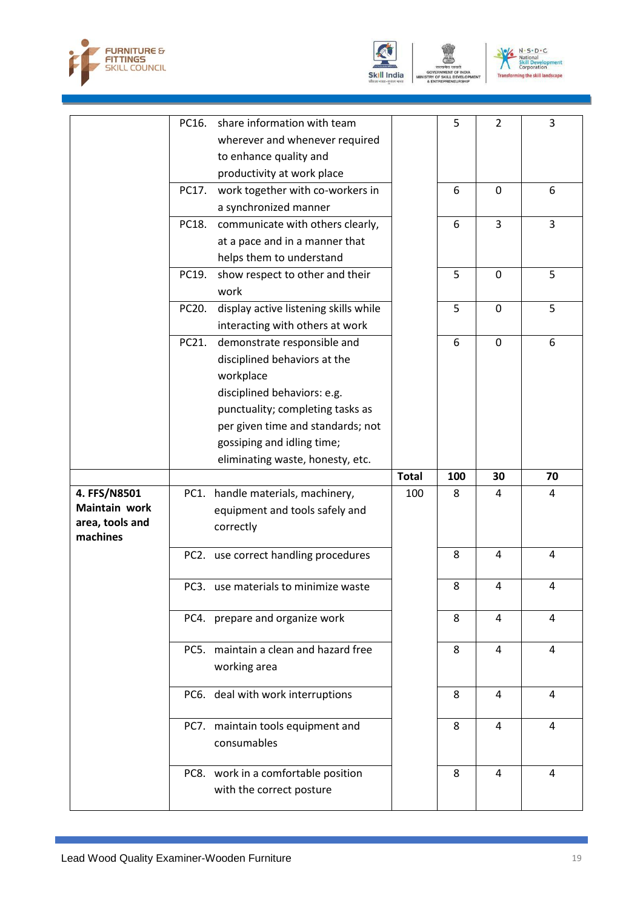| | | | | | |
|---|---|---|---|---|---|
| | PC16. share information with team wherever and whenever required to enhance quality and productivity at work place | | 5 | 2 | 3 |
| | PC17. work together with co-workers in a synchronized manner | | 6 | 0 | 6 |
| | PC18. communicate with others clearly, at a pace and in a manner that helps them to understand | | 6 | 3 | 3 |
| | PC19. show respect to other and their work | | 5 | 0 | 5 |
| | PC20. display active listening skills while interacting with others at work | | 5 | 0 | 5 |
| | PC21. demonstrate responsible and disciplined behaviors at the workplace disciplined behaviors: e.g. punctuality; completing tasks as per given time and standards; not gossiping and idling time; eliminating waste, honesty, etc. | | 6 | 0 | 6 |
| | | **Total** | **100** | **30** | **70** |
| **4. FFS/N8501 Maintain work area, tools and machines** | PC1. handle materials, machinery, equipment and tools safely and correctly | 100 | 8 | 4 | 4 |
| | PC2. use correct handling procedures | | 8 | 4 | 4 |
| | PC3. use materials to minimize waste | | 8 | 4 | 4 |
| | PC4. prepare and organize work | | 8 | 4 | 4 |
| | PC5. maintain a clean and hazard free working area | | 8 | 4 | 4 |
| | PC6. deal with work interruptions | | 8 | 4 | 4 |
| | PC7. maintain tools equipment and consumables | | 8 | 4 | 4 |
| | PC8. work in a comfortable position with the correct posture | | 8 | 4 | 4 |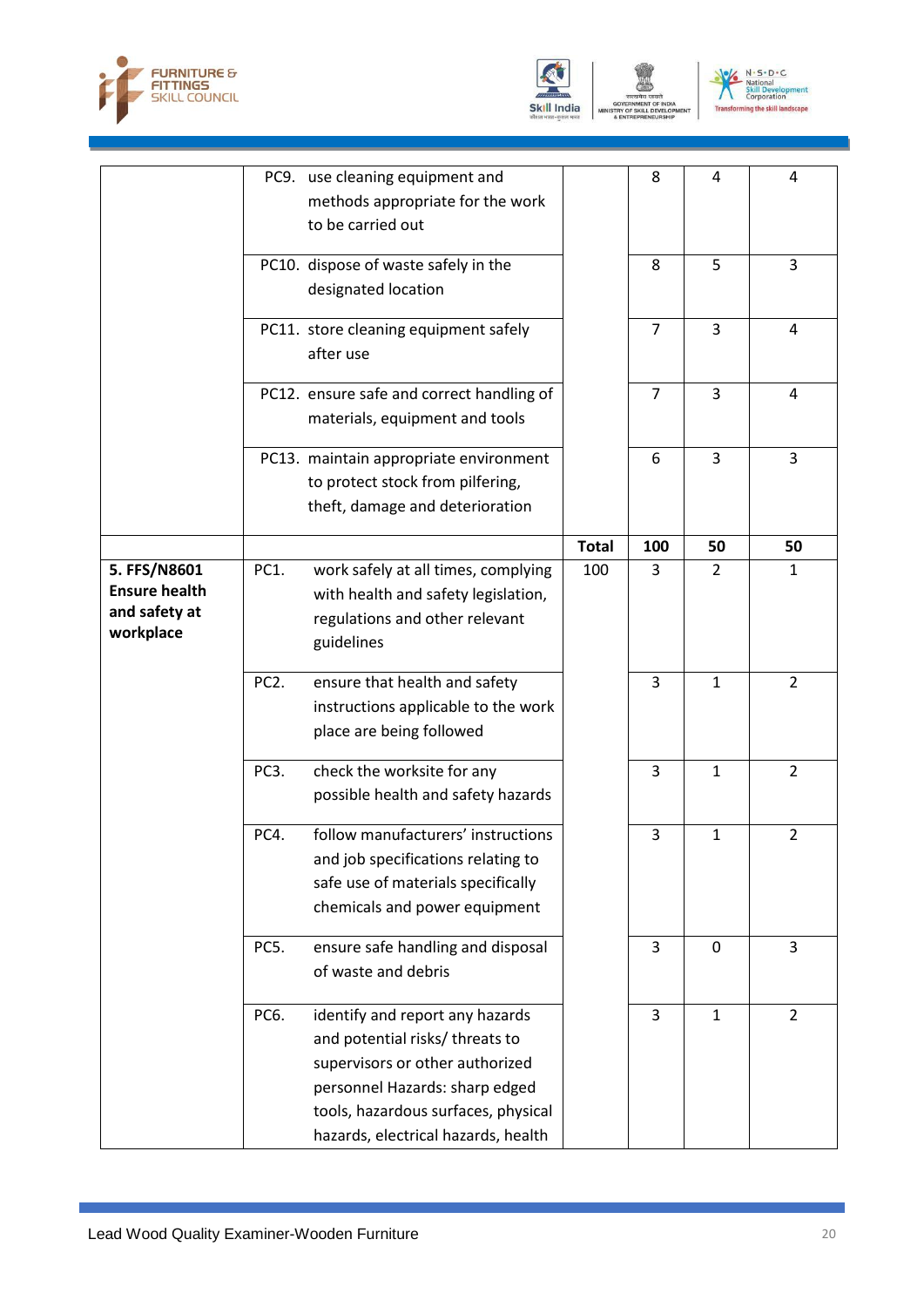|  |  |  |  |  |  |
|---|---|---|---|---|---|
|  | PC9. use cleaning equipment and methods appropriate for the work to be carried out |  | 8 | 4 | 4 |
|  | PC10. dispose of waste safely in the designated location |  | 8 | 5 | 3 |
|  | PC11. store cleaning equipment safely after use |  | 7 | 3 | 4 |
|  | PC12. ensure safe and correct handling of materials, equipment and tools |  | 7 | 3 | 4 |
|  | PC13. maintain appropriate environment to protect stock from pilfering, theft, damage and deterioration |  | 6 | 3 | 3 |
|  |  | **Total** | **100** | **50** | **50** |
| **5. FFS/N8601 Ensure health and safety at workplace** | PC1. work safely at all times, complying with health and safety legislation, regulations and other relevant guidelines | 100 | 3 | 2 | 1 |
|  | PC2. ensure that health and safety instructions applicable to the work place are being followed |  | 3 | 1 | 2 |
|  | PC3. check the worksite for any possible health and safety hazards |  | 3 | 1 | 2 |
|  | PC4. follow manufacturers' instructions and job specifications relating to safe use of materials specifically chemicals and power equipment |  | 3 | 1 | 2 |
|  | PC5. ensure safe handling and disposal of waste and debris |  | 3 | 0 | 3 |
|  | PC6. identify and report any hazards and potential risks/ threats to supervisors or other authorized personnel Hazards: sharp edged tools, hazardous surfaces, physical hazards, electrical hazards, health |  | 3 | 1 | 2 |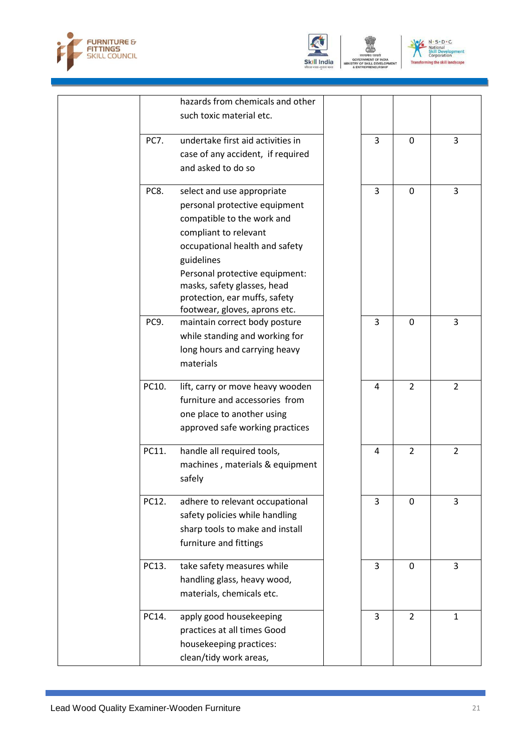| | | | | | | |
|---|---|---|---|---|---|---|
| | | hazards from chemicals and other such toxic material etc. | | | | |
| | PC7. | undertake first aid activities in case of any accident, if required and asked to do so | | 3 | 0 | 3 |
| | PC8. | select and use appropriate personal protective equipment compatible to the work and compliant to relevant occupational health and safety guidelines Personal protective equipment: masks, safety glasses, head protection, ear muffs, safety footwear, gloves, aprons etc. | | 3 | 0 | 3 |
| | PC9. | maintain correct body posture while standing and working for long hours and carrying heavy materials | | 3 | 0 | 3 |
| | PC10. | lift, carry or move heavy wooden furniture and accessories from one place to another using approved safe working practices | | 4 | 2 | 2 |
| | PC11. | handle all required tools, machines , materials & equipment safely | | 4 | 2 | 2 |
| | PC12. | adhere to relevant occupational safety policies while handling sharp tools to make and install furniture and fittings | | 3 | 0 | 3 |
| | PC13. | take safety measures while handling glass, heavy wood, materials, chemicals etc. | | 3 | 0 | 3 |
| | PC14. | apply good housekeeping practices at all times Good housekeeping practices: clean/tidy work areas, | | 3 | 2 | 1 |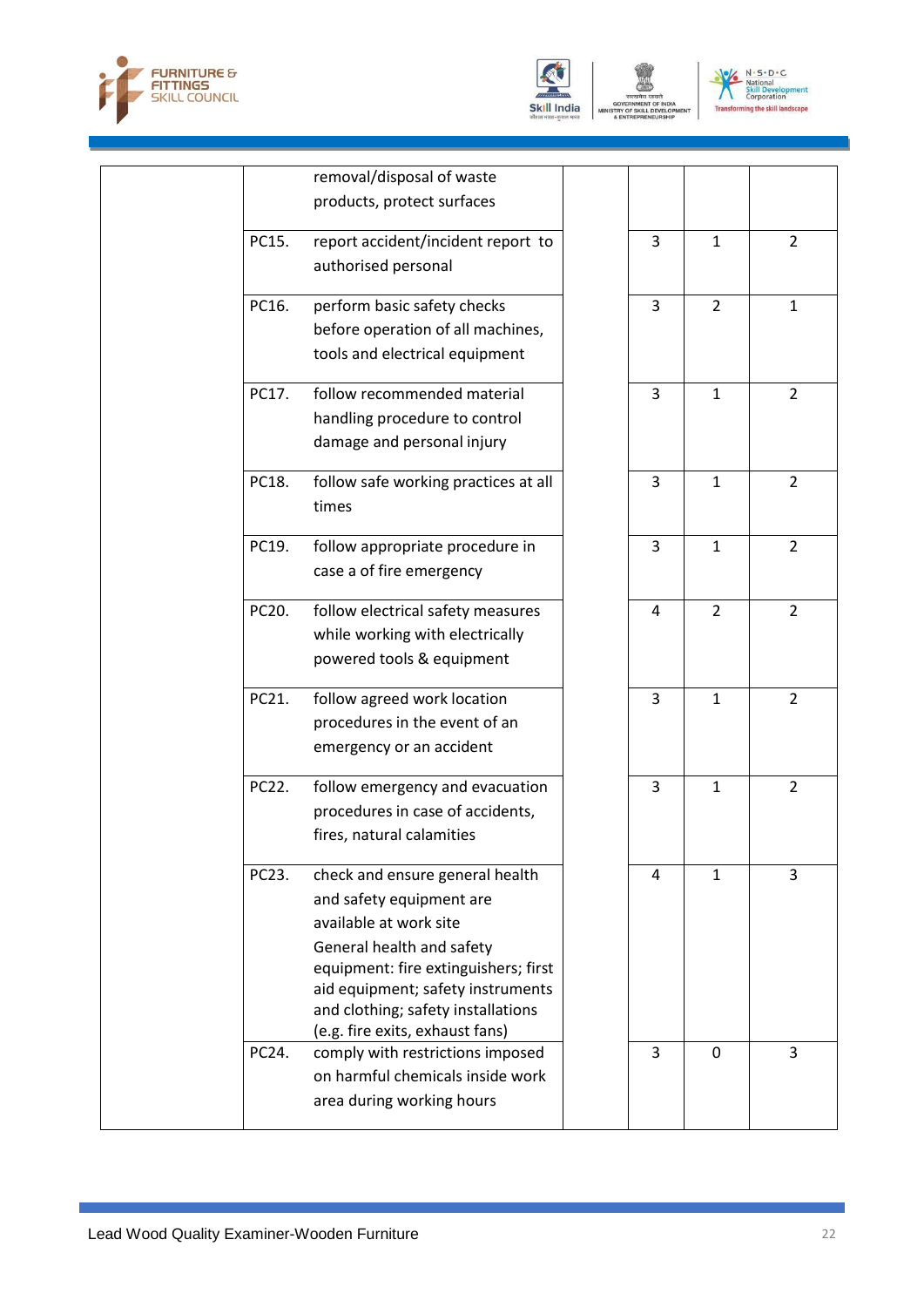| | | | | | |
|---|---|---|---|---|---|
| | removal/disposal of waste products, protect surfaces | | | | |
| | PC15. report accident/incident report to authorised personal | | 3 | 1 | 2 |
| | PC16. perform basic safety checks before operation of all machines, tools and electrical equipment | | 3 | 2 | 1 |
| | PC17. follow recommended material handling procedure to control damage and personal injury | | 3 | 1 | 2 |
| | PC18. follow safe working practices at all times | | 3 | 1 | 2 |
| | PC19. follow appropriate procedure in case a of fire emergency | | 3 | 1 | 2 |
| | PC20. follow electrical safety measures while working with electrically powered tools & equipment | | 4 | 2 | 2 |
| | PC21. follow agreed work location procedures in the event of an emergency or an accident | | 3 | 1 | 2 |
| | PC22. follow emergency and evacuation procedures in case of accidents, fires, natural calamities | | 3 | 1 | 2 |
| | PC23. check and ensure general health and safety equipment are available at work site General health and safety equipment: fire extinguishers; first aid equipment; safety instruments and clothing; safety installations (e.g. fire exits, exhaust fans) | | 4 | 1 | 3 |
| | PC24. comply with restrictions imposed on harmful chemicals inside work area during working hours | | 3 | 0 | 3 |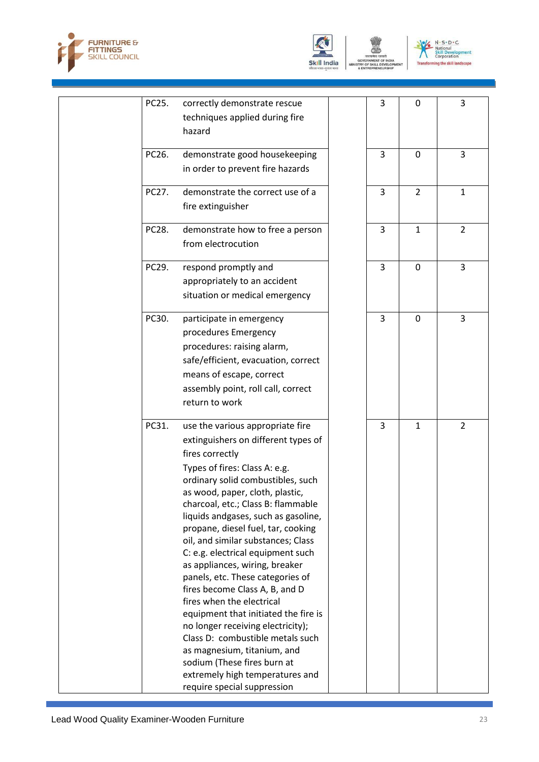| | | | | | |
|---|---|---|---|---|---|
| | PC25. correctly demonstrate rescue techniques applied during fire hazard | | 3 | 0 | 3 |
| | PC26. demonstrate good housekeeping in order to prevent fire hazards | | 3 | 0 | 3 |
| | PC27. demonstrate the correct use of a fire extinguisher | | 3 | 2 | 1 |
| | PC28. demonstrate how to free a person from electrocution | | 3 | 1 | 2 |
| | PC29. respond promptly and appropriately to an accident situation or medical emergency | | 3 | 0 | 3 |
| | PC30. participate in emergency procedures Emergency procedures: raising alarm, safe/efficient, evacuation, correct means of escape, correct assembly point, roll call, correct return to work | | 3 | 0 | 3 |
| | PC31. use the various appropriate fire extinguishers on different types of fires correctly Types of fires: Class A: e.g. ordinary solid combustibles, such as wood, paper, cloth, plastic, charcoal, etc.; Class B: flammable liquids andgases, such as gasoline, propane, diesel fuel, tar, cooking oil, and similar substances; Class C: e.g. electrical equipment such as appliances, wiring, breaker panels, etc. These categories of fires become Class A, B, and D fires when the electrical equipment that initiated the fire is no longer receiving electricity); Class D: combustible metals such as magnesium, titanium, and sodium (These fires burn at extremely high temperatures and require special suppression | | 3 | 1 | 2 |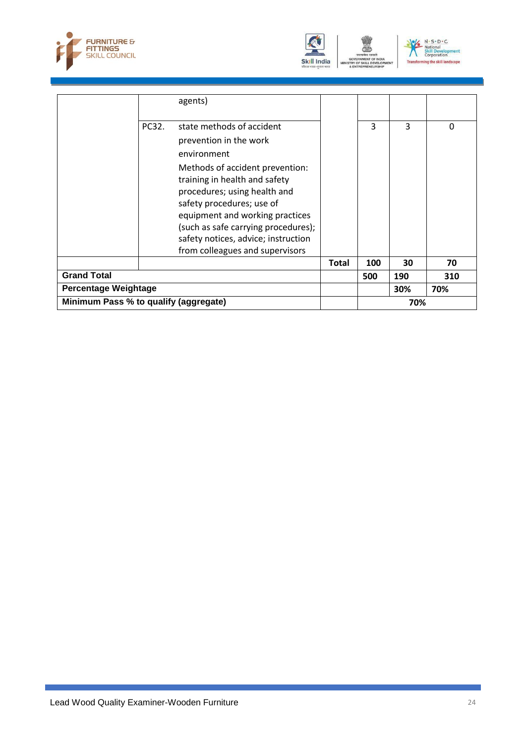| | | | | | | |
|---|---|---|---|---|---|---|
| | | agents) | | | | |
| | PC32. | state methods of accident prevention in the work environment<br><br>Methods of accident prevention: training in health and safety procedures; using health and safety procedures; use of equipment and working practices (such as safe carrying procedures); safety notices, advice; instruction from colleagues and supervisors | | 3 | 3 | 0 |
| | | | **Total** | **100** | **30** | **70** |
| **Grand Total** | | | | **500** | **190** | **310** |
| **Percentage Weightage** | | | | | **30%** | **70%** |
| **Minimum Pass % to qualify (aggregate)** | | | | | **70%** | |